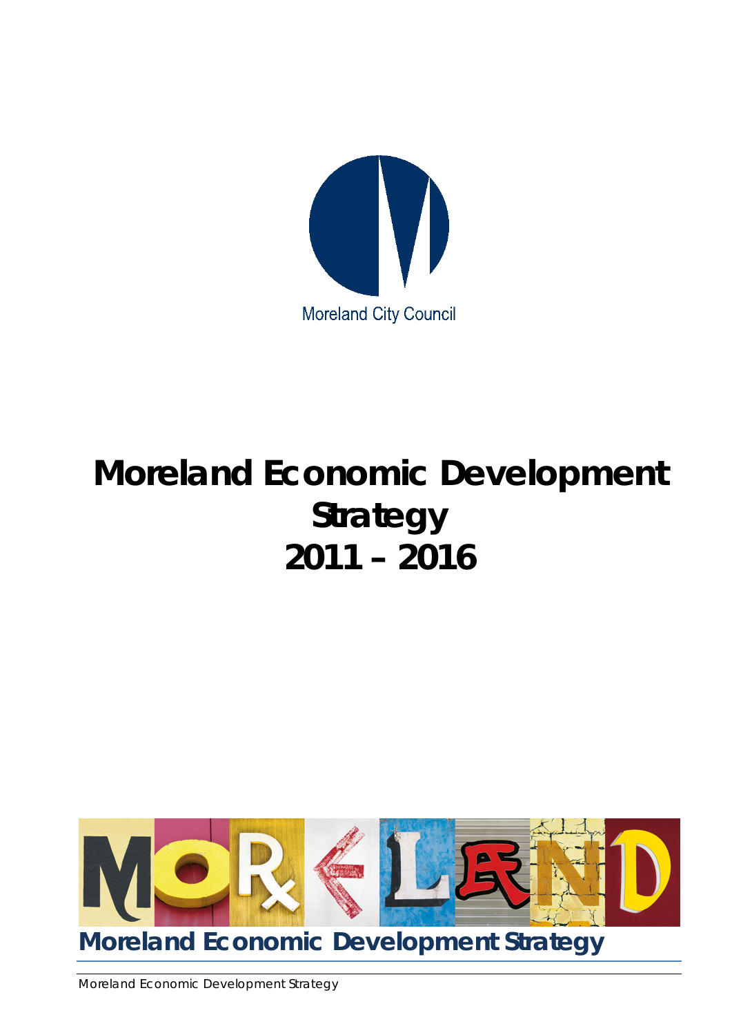Moreland City Council

# Moreland Economic Development Strategy
# 2011 – 2016

**Moreland Economic Development Strategy**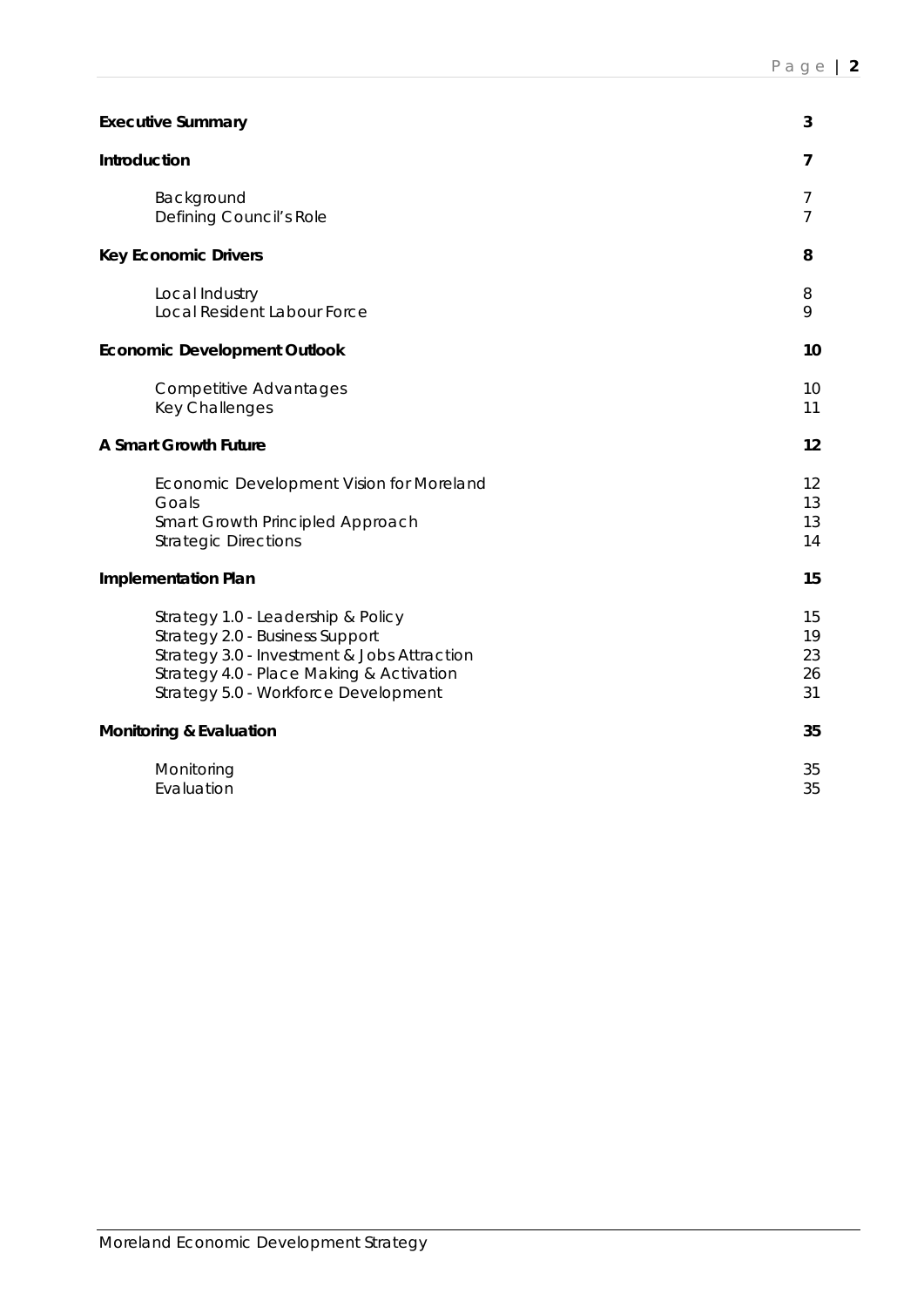| | |
|---|---|
| **Executive Summary** | **3** |
| **Introduction** | **7** |
| Background | 7 |
| Defining Council's Role | 7 |
| **Key Economic Drivers** | **8** |
| Local Industry | 8 |
| Local Resident Labour Force | 9 |
| **Economic Development Outlook** | **10** |
| Competitive Advantages | 10 |
| Key Challenges | 11 |
| **A Smart Growth Future** | **12** |
| Economic Development Vision for Moreland | 12 |
| Goals | 13 |
| Smart Growth Principled Approach | 13 |
| Strategic Directions | 14 |
| **Implementation Plan** | **15** |
| Strategy 1.0 - Leadership & Policy | 15 |
| Strategy 2.0 - Business Support | 19 |
| Strategy 3.0 - Investment & Jobs Attraction | 23 |
| Strategy 4.0 - Place Making & Activation | 26 |
| Strategy 5.0 - Workforce Development | 31 |
| **Monitoring & Evaluation** | **35** |
| Monitoring | 35 |
| Evaluation | 35 |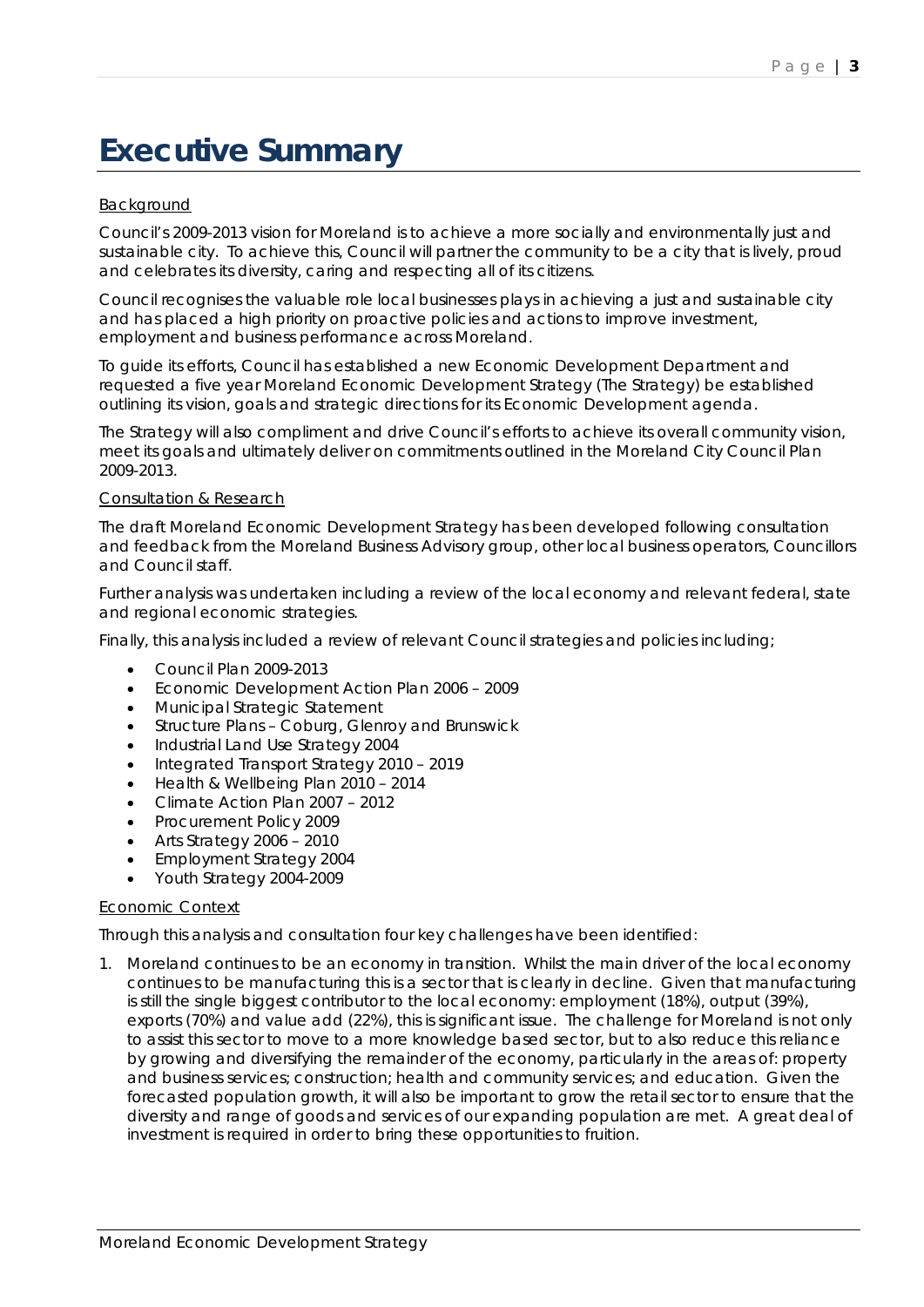# Executive Summary

<u>Background</u>

Council's 2009-2013 vision for Moreland is to achieve a more socially and environmentally just and sustainable city. To achieve this, Council will partner the community to be a city that is lively, proud and celebrates its diversity, caring and respecting all of its citizens.

Council recognises the valuable role local businesses plays in achieving a just and sustainable city and has placed a high priority on proactive policies and actions to improve investment, employment and business performance across Moreland.

To guide its efforts, Council has established a new Economic Development Department and requested a five year Moreland Economic Development Strategy (The Strategy) be established outlining its vision, goals and strategic directions for its Economic Development agenda.

The Strategy will also compliment and drive Council's efforts to achieve its overall community vision, meet its goals and ultimately deliver on commitments outlined in the Moreland City Council Plan 2009-2013.

<u>Consultation & Research</u>

The draft Moreland Economic Development Strategy has been developed following consultation and feedback from the Moreland Business Advisory group, other local business operators, Councillors and Council staff.

Further analysis was undertaken including a review of the local economy and relevant federal, state and regional economic strategies.

Finally, this analysis included a review of relevant Council strategies and policies including;

- Council Plan 2009-2013
- Economic Development Action Plan 2006 – 2009
- Municipal Strategic Statement
- Structure Plans – Coburg, Glenroy and Brunswick
- Industrial Land Use Strategy 2004
- Integrated Transport Strategy 2010 – 2019
- Health & Wellbeing Plan 2010 – 2014
- Climate Action Plan 2007 – 2012
- Procurement Policy 2009
- Arts Strategy 2006 – 2010
- Employment Strategy 2004
- Youth Strategy 2004-2009

<u>Economic Context</u>

Through this analysis and consultation four key challenges have been identified:

1. Moreland continues to be an economy in transition. Whilst the main driver of the local economy continues to be manufacturing this is a sector that is clearly in decline. Given that manufacturing is still the single biggest contributor to the local economy: employment (18%), output (39%), exports (70%) and value add (22%), this is significant issue. The challenge for Moreland is not only to assist this sector to move to a more knowledge based sector, but to also reduce this reliance by growing and diversifying the remainder of the economy, particularly in the areas of: property and business services; construction; health and community services; and education. Given the forecasted population growth, it will also be important to grow the retail sector to ensure that the diversity and range of goods and services of our expanding population are met. A great deal of investment is required in order to bring these opportunities to fruition.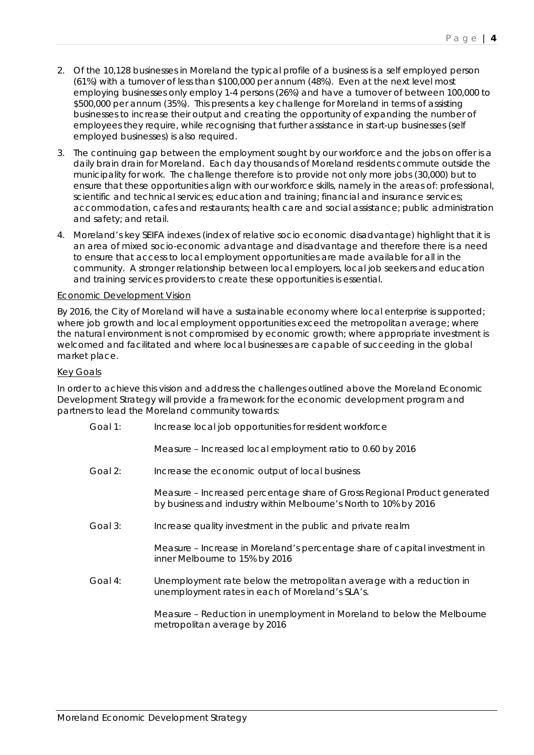2. Of the 10,128 businesses in Moreland the typical profile of a business is a self employed person (61%) with a turnover of less than $100,000 per annum (48%). Even at the next level most employing businesses only employ 1-4 persons (26%) and have a turnover of between 100,000 to $500,000 per annum (35%). This presents a key challenge for Moreland in terms of assisting businesses to increase their output and creating the opportunity of expanding the number of employees they require, while recognising that further assistance in start-up businesses (self employed businesses) is also required.
3. The continuing gap between the employment sought by our workforce and the jobs on offer is a daily brain drain for Moreland. Each day thousands of Moreland residents commute outside the municipality for work. The challenge therefore is to provide not only more jobs (30,000) but to ensure that these opportunities align with our workforce skills, namely in the areas of: professional, scientific and technical services; education and training; financial and insurance services; accommodation, cafes and restaurants; health care and social assistance; public administration and safety; and retail.
4. Moreland's key SEIFA indexes (index of relative socio economic disadvantage) highlight that it is an area of mixed socio-economic advantage and disadvantage and therefore there is a need to ensure that access to local employment opportunities are made available for all in the community. A stronger relationship between local employers, local job seekers and education and training services providers to create these opportunities is essential.

<u>Economic Development Vision</u>

By 2016, the City of Moreland will have a sustainable economy where local enterprise is supported; where job growth and local employment opportunities exceed the metropolitan average; where the natural environment is not compromised by economic growth; where appropriate investment is welcomed and facilitated and where local businesses are capable of succeeding in the global market place.

<u>Key Goals</u>

In order to achieve this vision and address the challenges outlined above the Moreland Economic Development Strategy will provide a framework for the economic development program and partners to lead the Moreland community towards:

Goal 1: Increase local job opportunities for resident workforce

Measure – Increased local employment ratio to 0.60 by 2016

Goal 2: Increase the economic output of local business

Measure – Increased percentage share of Gross Regional Product generated by business and industry within Melbourne's North to 10% by 2016

Goal 3: Increase quality investment in the public and private realm

Measure – Increase in Moreland's percentage share of capital investment in inner Melbourne to 15% by 2016

Goal 4: Unemployment rate below the metropolitan average with a reduction in unemployment rates in each of Moreland's SLA's.

Measure – Reduction in unemployment in Moreland to below the Melbourne metropolitan average by 2016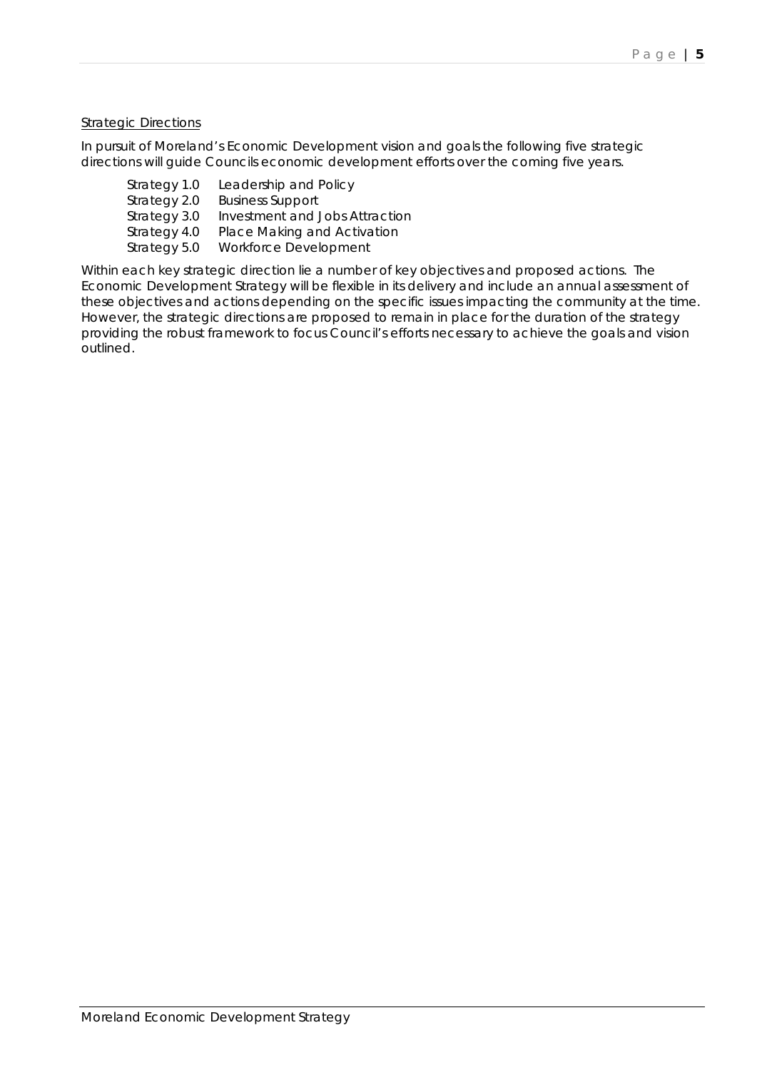## Strategic Directions

In pursuit of Moreland's Economic Development vision and goals the following five strategic directions will guide Councils economic development efforts over the coming five years.

- Strategy 1.0 Leadership and Policy
- Strategy 2.0 Business Support
- Strategy 3.0 Investment and Jobs Attraction
- Strategy 4.0 Place Making and Activation
- Strategy 5.0 Workforce Development

Within each key strategic direction lie a number of key objectives and proposed actions. The Economic Development Strategy will be flexible in its delivery and include an annual assessment of these objectives and actions depending on the specific issues impacting the community at the time. However, the strategic directions are proposed to remain in place for the duration of the strategy providing the robust framework to focus Council's efforts necessary to achieve the goals and vision outlined.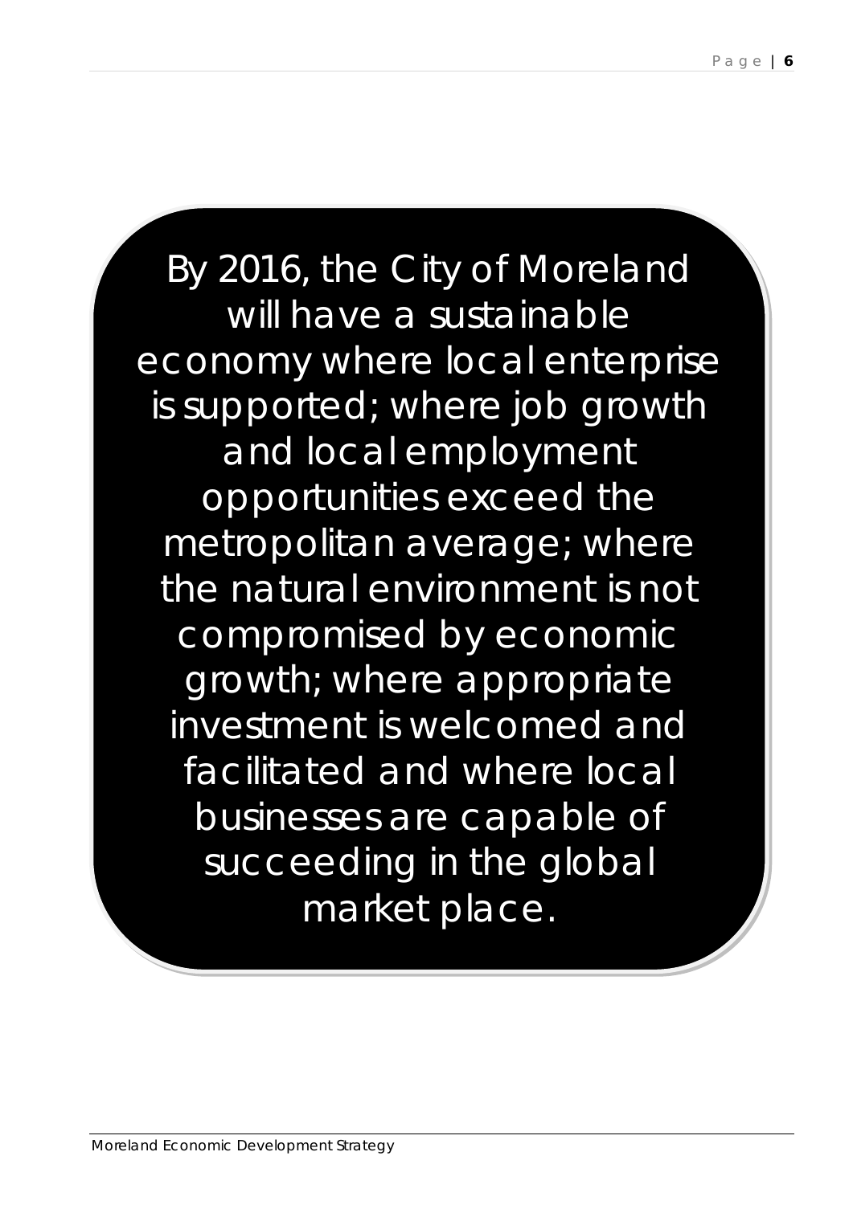By 2016, the City of Moreland will have a sustainable economy where local enterprise is supported; where job growth and local employment opportunities exceed the metropolitan average; where the natural environment is not compromised by economic growth; where appropriate investment is welcomed and facilitated and where local businesses are capable of succeeding in the global market place.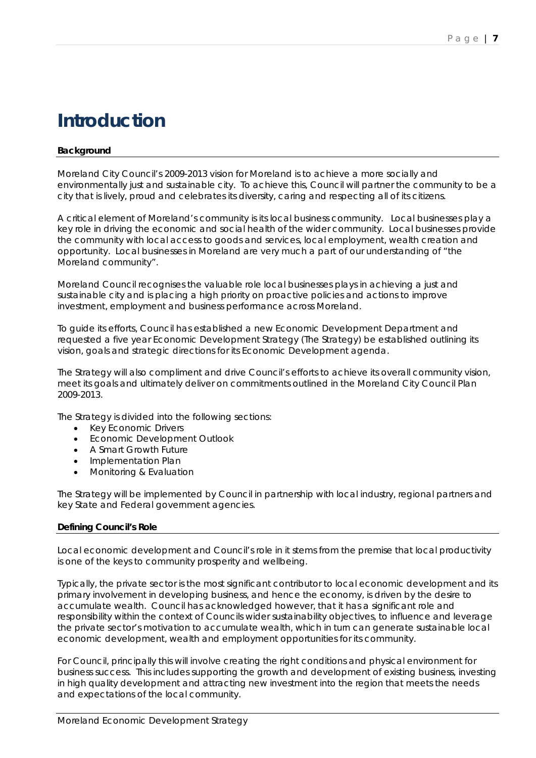# Introduction

**Background**

Moreland City Council's 2009-2013 vision for Moreland is to achieve a more socially and environmentally just and sustainable city. To achieve this, Council will partner the community to be a city that is lively, proud and celebrates its diversity, caring and respecting all of its citizens.

A critical element of Moreland's community is its local business community. Local businesses play a key role in driving the economic and social health of the wider community. Local businesses provide the community with local access to goods and services, local employment, wealth creation and opportunity. Local businesses in Moreland are very much a part of our understanding of "the Moreland community".

Moreland Council recognises the valuable role local businesses plays in achieving a just and sustainable city and is placing a high priority on proactive policies and actions to improve investment, employment and business performance across Moreland.

To guide its efforts, Council has established a new Economic Development Department and requested a five year Economic Development Strategy (The Strategy) be established outlining its vision, goals and strategic directions for its Economic Development agenda.

The Strategy will also compliment and drive Council's efforts to achieve its overall community vision, meet its goals and ultimately deliver on commitments outlined in the Moreland City Council Plan 2009-2013.

The Strategy is divided into the following sections:

- Key Economic Drivers
- Economic Development Outlook
- A Smart Growth Future
- Implementation Plan
- Monitoring & Evaluation

The Strategy will be implemented by Council in partnership with local industry, regional partners and key State and Federal government agencies.

**Defining Council's Role**

Local economic development and Council's role in it stems from the premise that local productivity is one of the keys to community prosperity and wellbeing.

Typically, the private sector is the most significant contributor to local economic development and its primary involvement in developing business, and hence the economy, is driven by the desire to accumulate wealth. Council has acknowledged however, that it has a significant role and responsibility within the context of Councils wider sustainability objectives, to influence and leverage the private sector's motivation to accumulate wealth, which in turn can generate sustainable local economic development, wealth and employment opportunities for its community.

For Council, principally this will involve creating the right conditions and physical environment for business success. This includes supporting the growth and development of existing business, investing in high quality development and attracting new investment into the region that meets the needs and expectations of the local community.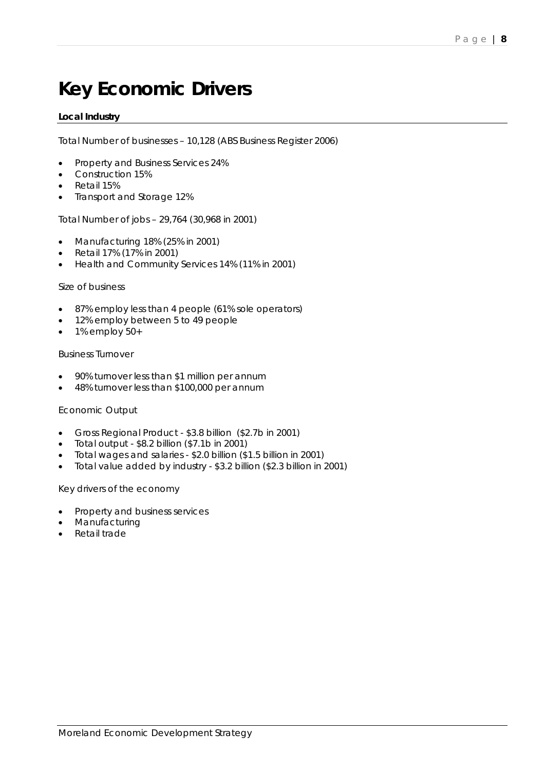# Key Economic Drivers

**Local Industry**

Total Number of businesses – 10,128 (ABS Business Register 2006)

- Property and Business Services 24%
- Construction 15%
- Retail 15%
- Transport and Storage 12%

Total Number of jobs – 29,764 (30,968 in 2001)

- Manufacturing 18% (25% in 2001)
- Retail 17% (17% in 2001)
- Health and Community Services 14% (11% in 2001)

Size of business

- 87% employ less than 4 people (61% sole operators)
- 12% employ between 5 to 49 people
- 1% employ 50+

Business Turnover

- 90% turnover less than $1 million per annum
- 48% turnover less than $100,000 per annum

Economic Output

- Gross Regional Product - $3.8 billion ($2.7b in 2001)
- Total output - $8.2 billion ($7.1b in 2001)
- Total wages and salaries - $2.0 billion ($1.5 billion in 2001)
- Total value added by industry - $3.2 billion ($2.3 billion in 2001)

Key drivers of the economy

- Property and business services
- Manufacturing
- Retail trade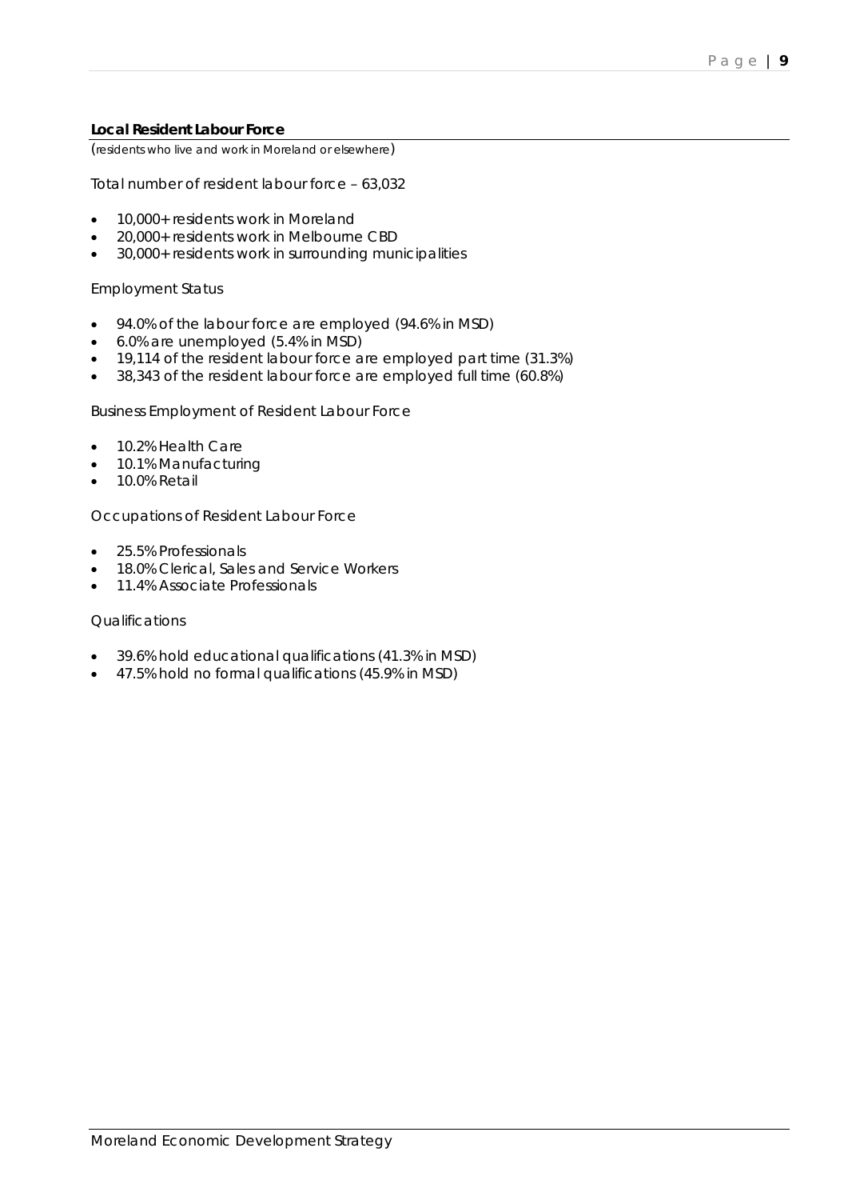## Local Resident Labour Force

*(residents who live and work in Moreland or elsewhere)*

Total number of resident labour force – 63,032

- 10,000+ residents work in Moreland
- 20,000+ residents work in Melbourne CBD
- 30,000+ residents work in surrounding municipalities

Employment Status

- 94.0% of the labour force are employed (94.6% in MSD)
- 6.0% are unemployed (5.4% in MSD)
- 19,114 of the resident labour force are employed part time (31.3%)
- 38,343 of the resident labour force are employed full time (60.8%)

Business Employment of Resident Labour Force

- 10.2% Health Care
- 10.1% Manufacturing
- 10.0% Retail

Occupations of Resident Labour Force

- 25.5% Professionals
- 18.0% Clerical, Sales and Service Workers
- 11.4% Associate Professionals

Qualifications

- 39.6% hold educational qualifications (41.3% in MSD)
- 47.5% hold no formal qualifications (45.9% in MSD)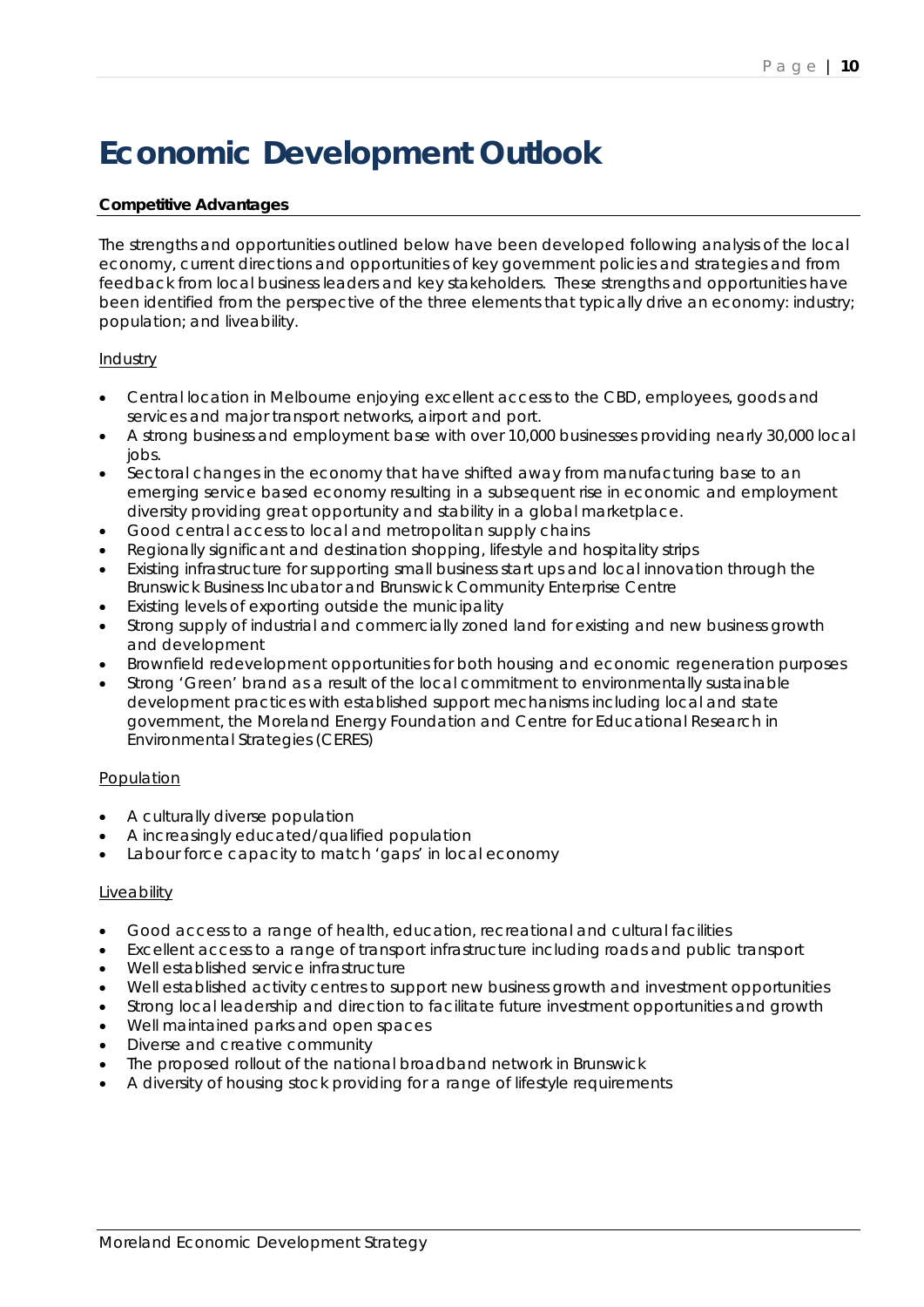# Economic Development Outlook

**Competitive Advantages**

The strengths and opportunities outlined below have been developed following analysis of the local economy, current directions and opportunities of key government policies and strategies and from feedback from local business leaders and key stakeholders. These strengths and opportunities have been identified from the perspective of the three elements that typically drive an economy: industry; population; and liveability.

Industry

- Central location in Melbourne enjoying excellent access to the CBD, employees, goods and services and major transport networks, airport and port.
- A strong business and employment base with over 10,000 businesses providing nearly 30,000 local jobs.
- Sectoral changes in the economy that have shifted away from manufacturing base to an emerging service based economy resulting in a subsequent rise in economic and employment diversity providing great opportunity and stability in a global marketplace.
- Good central access to local and metropolitan supply chains
- Regionally significant and destination shopping, lifestyle and hospitality strips
- Existing infrastructure for supporting small business start ups and local innovation through the Brunswick Business Incubator and Brunswick Community Enterprise Centre
- Existing levels of exporting outside the municipality
- Strong supply of industrial and commercially zoned land for existing and new business growth and development
- Brownfield redevelopment opportunities for both housing and economic regeneration purposes
- Strong 'Green' brand as a result of the local commitment to environmentally sustainable development practices with established support mechanisms including local and state government, the Moreland Energy Foundation and Centre for Educational Research in Environmental Strategies (CERES)

Population

- A culturally diverse population
- A increasingly educated/qualified population
- Labour force capacity to match 'gaps' in local economy

Liveability

- Good access to a range of health, education, recreational and cultural facilities
- Excellent access to a range of transport infrastructure including roads and public transport
- Well established service infrastructure
- Well established activity centres to support new business growth and investment opportunities
- Strong local leadership and direction to facilitate future investment opportunities and growth
- Well maintained parks and open spaces
- Diverse and creative community
- The proposed rollout of the national broadband network in Brunswick
- A diversity of housing stock providing for a range of lifestyle requirements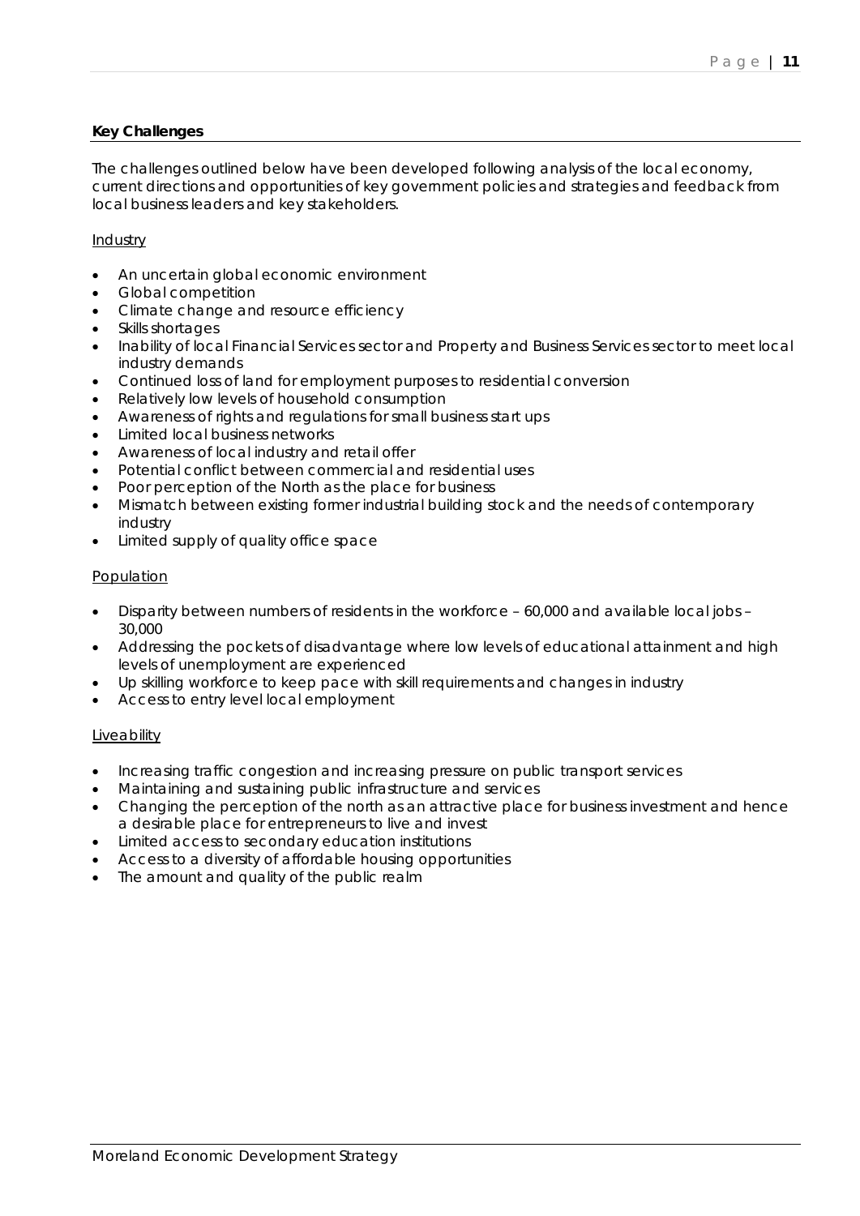## Key Challenges

The challenges outlined below have been developed following analysis of the local economy, current directions and opportunities of key government policies and strategies and feedback from local business leaders and key stakeholders.

### Industry

- An uncertain global economic environment
- Global competition
- Climate change and resource efficiency
- Skills shortages
- Inability of local Financial Services sector and Property and Business Services sector to meet local industry demands
- Continued loss of land for employment purposes to residential conversion
- Relatively low levels of household consumption
- Awareness of rights and regulations for small business start ups
- Limited local business networks
- Awareness of local industry and retail offer
- Potential conflict between commercial and residential uses
- Poor perception of the North as the place for business
- Mismatch between existing former industrial building stock and the needs of contemporary industry
- Limited supply of quality office space

### Population

- Disparity between numbers of residents in the workforce – 60,000 and available local jobs – 30,000
- Addressing the pockets of disadvantage where low levels of educational attainment and high levels of unemployment are experienced
- Up skilling workforce to keep pace with skill requirements and changes in industry
- Access to entry level local employment

### Liveability

- Increasing traffic congestion and increasing pressure on public transport services
- Maintaining and sustaining public infrastructure and services
- Changing the perception of the north as an attractive place for business investment and hence a desirable place for entrepreneurs to live and invest
- Limited access to secondary education institutions
- Access to a diversity of affordable housing opportunities
- The amount and quality of the public realm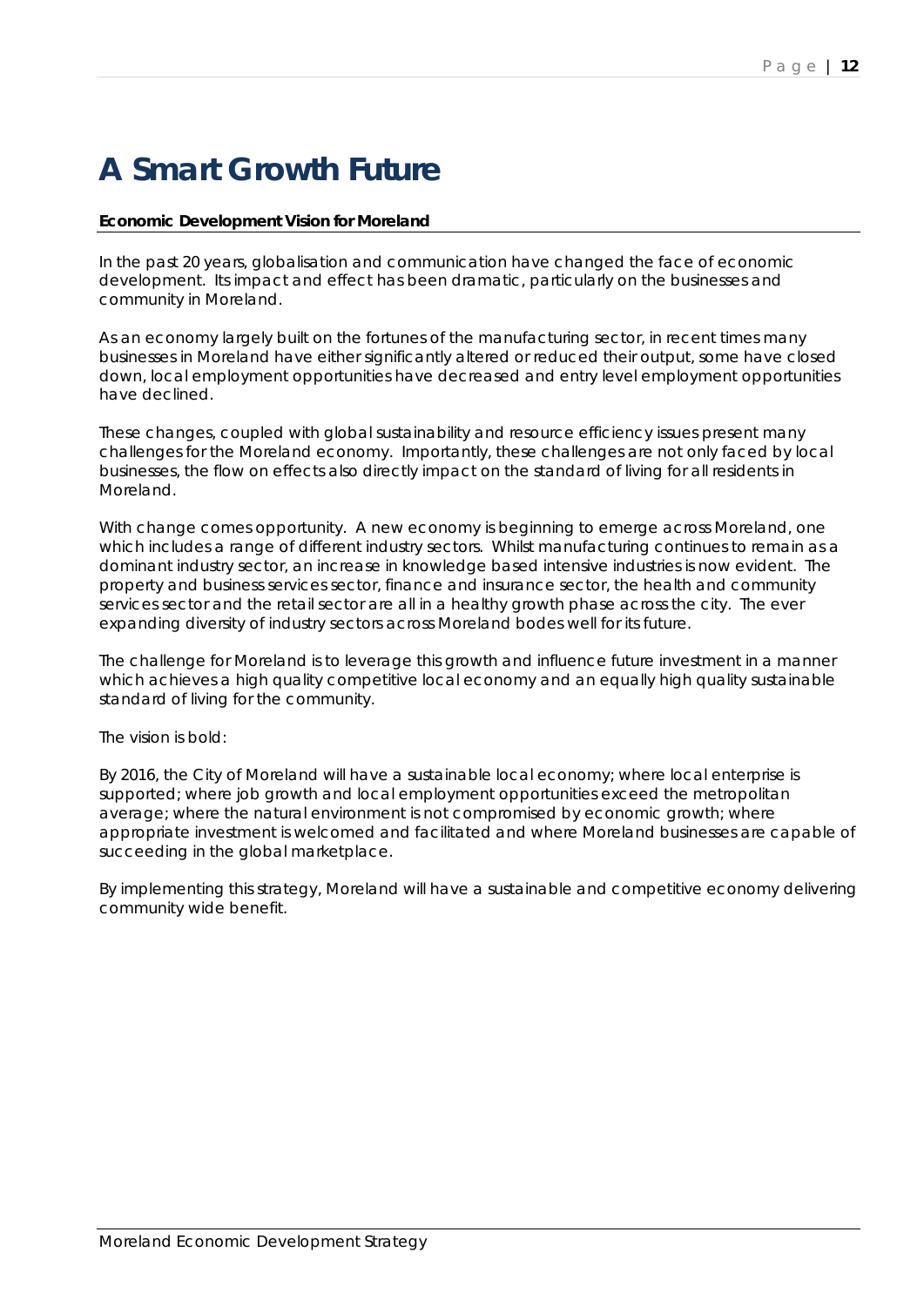# A Smart Growth Future

**Economic Development Vision for Moreland**

In the past 20 years, globalisation and communication have changed the face of economic development. Its impact and effect has been dramatic, particularly on the businesses and community in Moreland.

As an economy largely built on the fortunes of the manufacturing sector, in recent times many businesses in Moreland have either significantly altered or reduced their output, some have closed down, local employment opportunities have decreased and entry level employment opportunities have declined.

These changes, coupled with global sustainability and resource efficiency issues present many challenges for the Moreland economy. Importantly, these challenges are not only faced by local businesses, the flow on effects also directly impact on the standard of living for all residents in Moreland.

With change comes opportunity. A new economy is beginning to emerge across Moreland, one which includes a range of different industry sectors. Whilst manufacturing continues to remain as a dominant industry sector, an increase in knowledge based intensive industries is now evident. The property and business services sector, finance and insurance sector, the health and community services sector and the retail sector are all in a healthy growth phase across the city. The ever expanding diversity of industry sectors across Moreland bodes well for its future.

The challenge for Moreland is to leverage this growth and influence future investment in a manner which achieves a high quality competitive local economy and an equally high quality sustainable standard of living for the community.

The vision is bold:

By 2016, the City of Moreland will have a sustainable local economy; where local enterprise is supported; where job growth and local employment opportunities exceed the metropolitan average; where the natural environment is not compromised by economic growth; where appropriate investment is welcomed and facilitated and where Moreland businesses are capable of succeeding in the global marketplace.

By implementing this strategy, Moreland will have a sustainable and competitive economy delivering community wide benefit.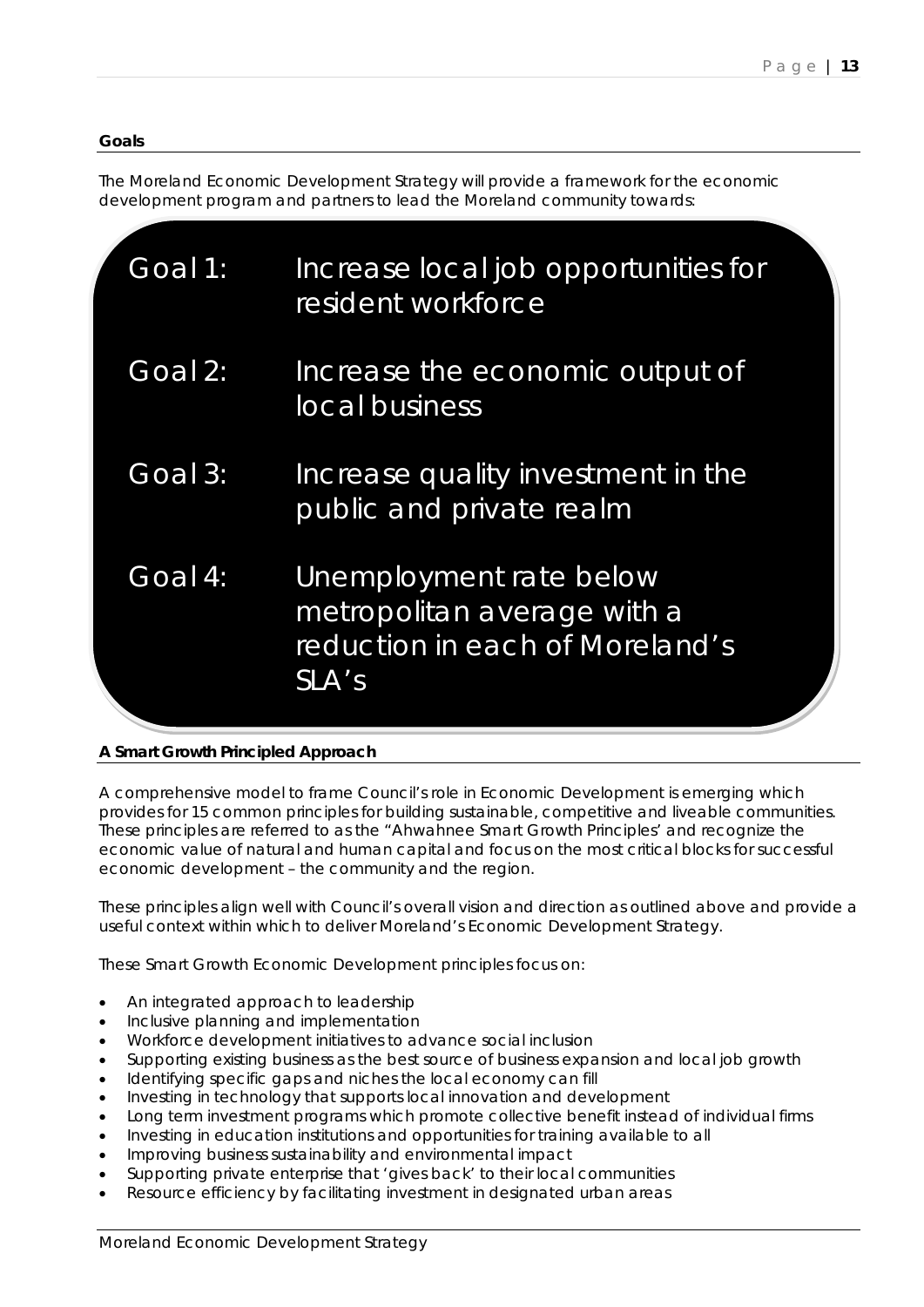## Goals

The Moreland Economic Development Strategy will provide a framework for the economic development program and partners to lead the Moreland community towards:

| | |
|---|---|
| Goal 1: | Increase local job opportunities for resident workforce |
| Goal 2: | Increase the economic output of local business |
| Goal 3: | Increase quality investment in the public and private realm |
| Goal 4: | Unemployment rate below metropolitan average with a reduction in each of Moreland's SLA's |

## A Smart Growth Principled Approach

A comprehensive model to frame Council's role in Economic Development is emerging which provides for 15 common principles for building sustainable, competitive and liveable communities. These principles are referred to as the "Ahwahnee Smart Growth Principles' and recognize the economic value of natural and human capital and focus on the most critical blocks for successful economic development – the community and the region.

These principles align well with Council's overall vision and direction as outlined above and provide a useful context within which to deliver Moreland's Economic Development Strategy.

These Smart Growth Economic Development principles focus on:

- An integrated approach to leadership
- Inclusive planning and implementation
- Workforce development initiatives to advance social inclusion
- Supporting existing business as the best source of business expansion and local job growth
- Identifying specific gaps and niches the local economy can fill
- Investing in technology that supports local innovation and development
- Long term investment programs which promote collective benefit instead of individual firms
- Investing in education institutions and opportunities for training available to all
- Improving business sustainability and environmental impact
- Supporting private enterprise that 'gives back' to their local communities
- Resource efficiency by facilitating investment in designated urban areas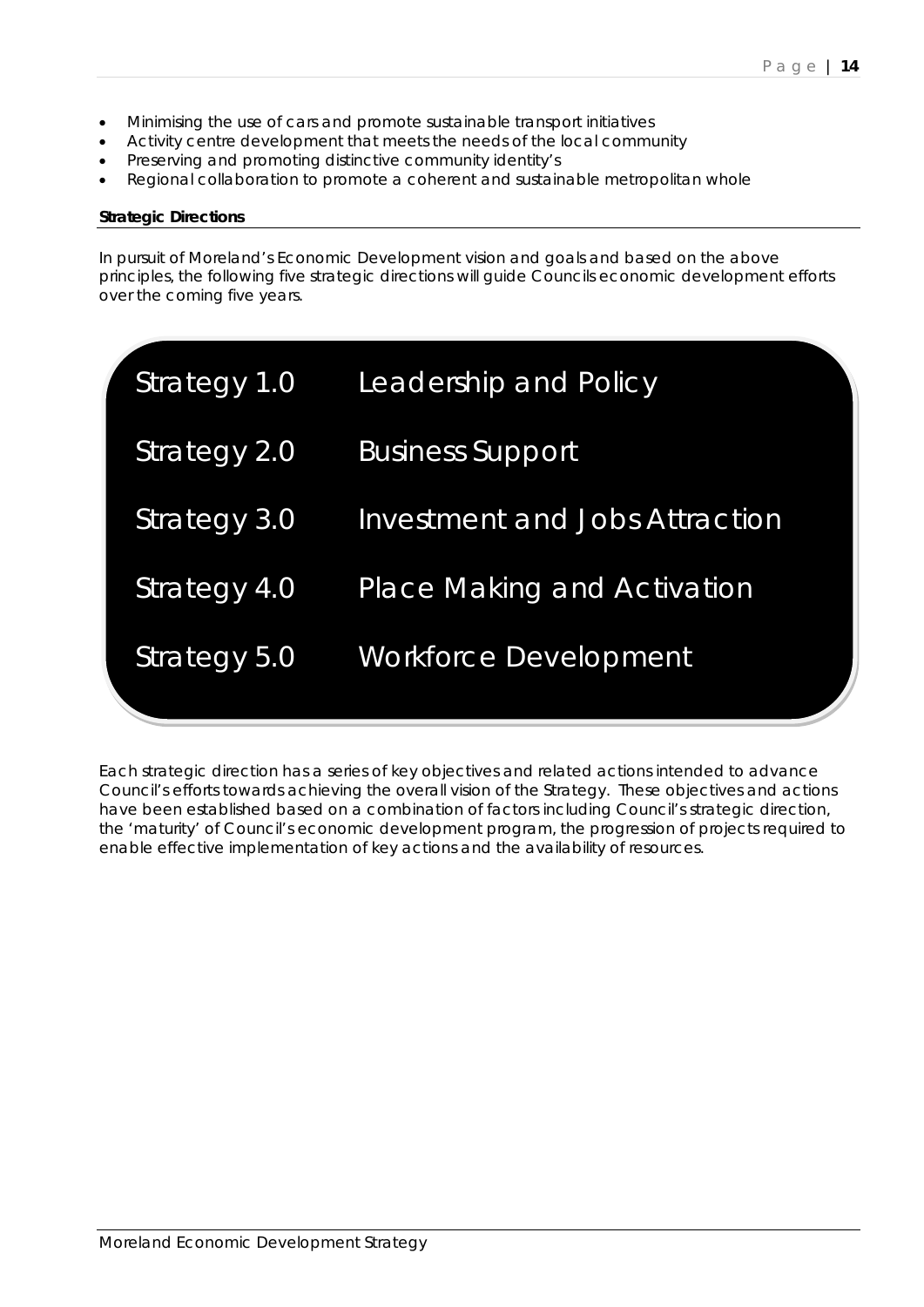- Minimising the use of cars and promote sustainable transport initiatives
- Activity centre development that meets the needs of the local community
- Preserving and promoting distinctive community identity's
- Regional collaboration to promote a coherent and sustainable metropolitan whole

**Strategic Directions**

In pursuit of Moreland's Economic Development vision and goals and based on the above principles, the following five strategic directions will guide Councils economic development efforts over the coming five years.

| | |
|---|---|
| Strategy 1.0 | Leadership and Policy |
| Strategy 2.0 | Business Support |
| Strategy 3.0 | Investment and Jobs Attraction |
| Strategy 4.0 | Place Making and Activation |
| Strategy 5.0 | Workforce Development |

Each strategic direction has a series of key objectives and related actions intended to advance Council's efforts towards achieving the overall vision of the Strategy. These objectives and actions have been established based on a combination of factors including Council's strategic direction, the 'maturity' of Council's economic development program, the progression of projects required to enable effective implementation of key actions and the availability of resources.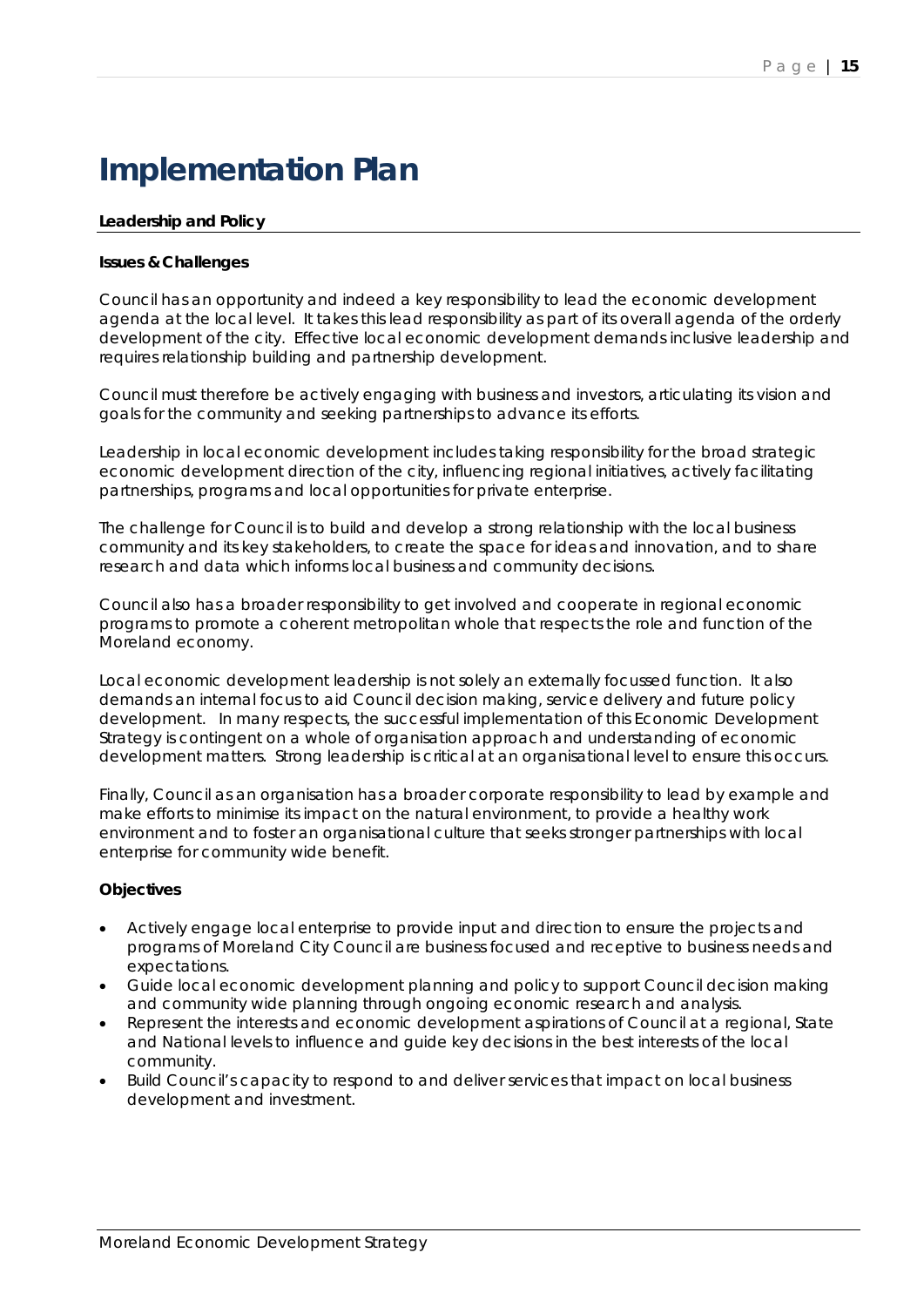# Implementation Plan

## Leadership and Policy

### Issues & Challenges

Council has an opportunity and indeed a key responsibility to lead the economic development agenda at the local level. It takes this lead responsibility as part of its overall agenda of the orderly development of the city. Effective local economic development demands inclusive leadership and requires relationship building and partnership development.

Council must therefore be actively engaging with business and investors, articulating its vision and goals for the community and seeking partnerships to advance its efforts.

Leadership in local economic development includes taking responsibility for the broad strategic economic development direction of the city, influencing regional initiatives, actively facilitating partnerships, programs and local opportunities for private enterprise.

The challenge for Council is to build and develop a strong relationship with the local business community and its key stakeholders, to create the space for ideas and innovation, and to share research and data which informs local business and community decisions.

Council also has a broader responsibility to get involved and cooperate in regional economic programs to promote a coherent metropolitan whole that respects the role and function of the Moreland economy.

Local economic development leadership is not solely an externally focussed function. It also demands an internal focus to aid Council decision making, service delivery and future policy development. In many respects, the successful implementation of this Economic Development Strategy is contingent on a whole of organisation approach and understanding of economic development matters. Strong leadership is critical at an organisational level to ensure this occurs.

Finally, Council as an organisation has a broader corporate responsibility to lead by example and make efforts to minimise its impact on the natural environment, to provide a healthy work environment and to foster an organisational culture that seeks stronger partnerships with local enterprise for community wide benefit.

### Objectives

- Actively engage local enterprise to provide input and direction to ensure the projects and programs of Moreland City Council are business focused and receptive to business needs and expectations.
- Guide local economic development planning and policy to support Council decision making and community wide planning through ongoing economic research and analysis.
- Represent the interests and economic development aspirations of Council at a regional, State and National levels to influence and guide key decisions in the best interests of the local community.
- Build Council's capacity to respond to and deliver services that impact on local business development and investment.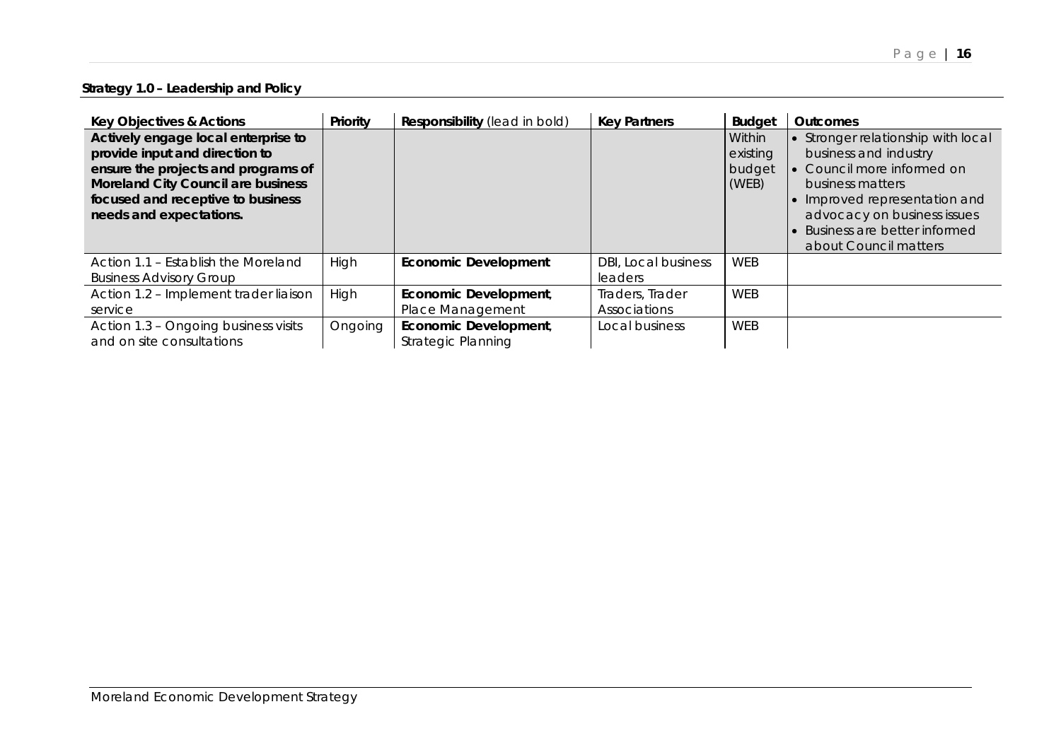**Strategy 1.0 – Leadership and Policy**

| Key Objectives & Actions | Priority | Responsibility (lead in bold) | Key Partners | Budget | Outcomes |
|---|---|---|---|---|---|
| **Actively engage local enterprise to provide input and direction to ensure the projects and programs of Moreland City Council are business focused and receptive to business needs and expectations.** | | | | Within existing budget (WEB) | • Stronger relationship with local business and industry<br>• Council more informed on business matters<br>• Improved representation and advocacy on business issues<br>• Business are better informed about Council matters |
| Action 1.1 – Establish the Moreland Business Advisory Group | High | **Economic Development** | DBI, Local business leaders | WEB | |
| Action 1.2 – Implement trader liaison service | High | **Economic Development**, Place Management | Traders, Trader Associations | WEB | |
| Action 1.3 – Ongoing business visits and on site consultations | Ongoing | **Economic Development**, Strategic Planning | Local business | WEB | |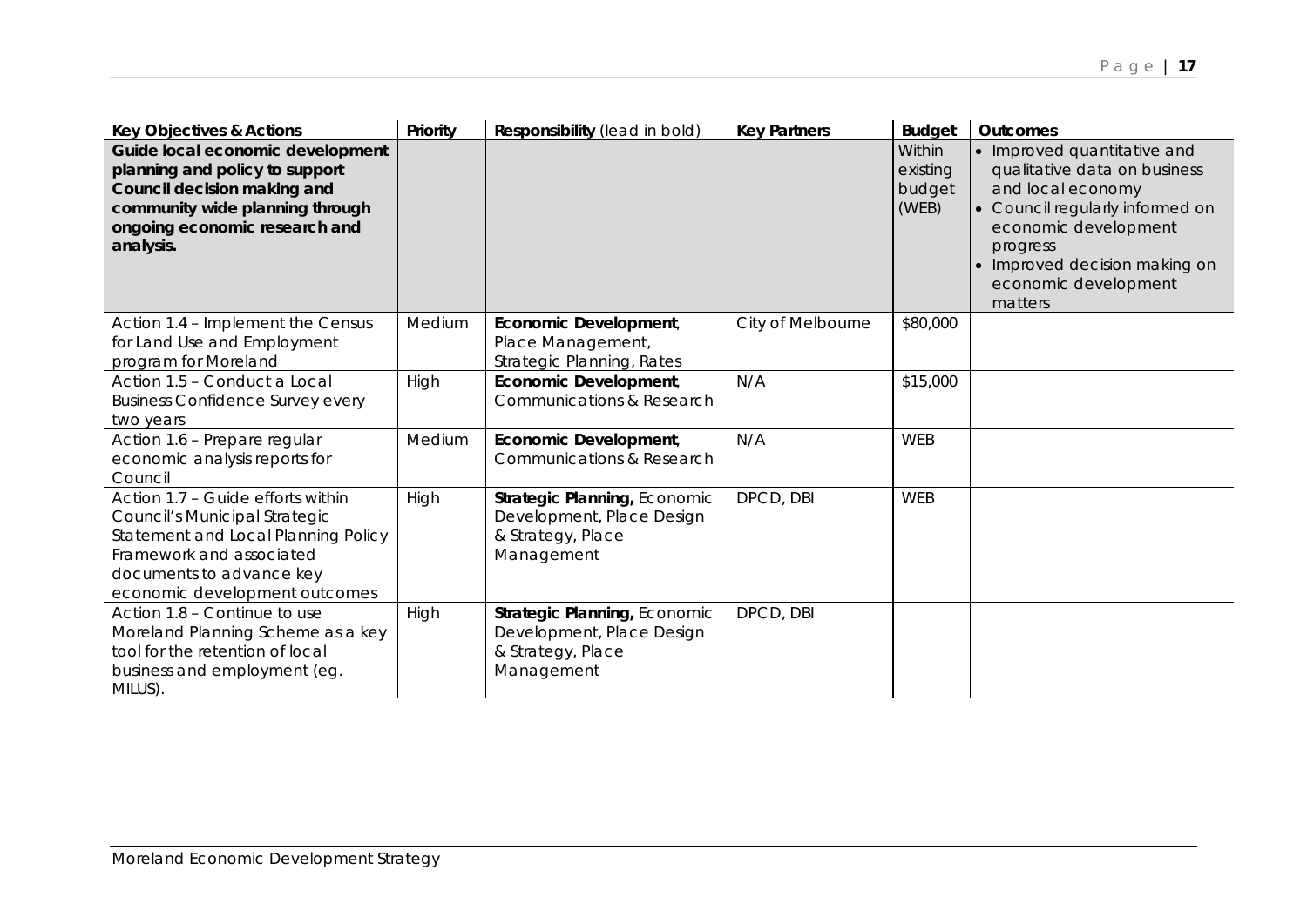| Key Objectives & Actions | Priority | Responsibility (lead in bold) | Key Partners | Budget | Outcomes |
|---|---|---|---|---|---|
| **Guide local economic development planning and policy to support Council decision making and community wide planning through ongoing economic research and analysis.** | | | | Within existing budget (WEB) | • Improved quantitative and qualitative data on business and local economy<br>• Council regularly informed on economic development progress<br>• Improved decision making on economic development matters |
| Action 1.4 – Implement the Census for Land Use and Employment program for Moreland | Medium | **Economic Development**, Place Management, Strategic Planning, Rates | City of Melbourne | \$80,000 | |
| Action 1.5 – Conduct a Local Business Confidence Survey every two years | High | **Economic Development**, Communications & Research | N/A | \$15,000 | |
| Action 1.6 – Prepare regular economic analysis reports for Council | Medium | **Economic Development**, Communications & Research | N/A | WEB | |
| Action 1.7 – Guide efforts within Council's Municipal Strategic Statement and Local Planning Policy Framework and associated documents to advance key economic development outcomes | High | **Strategic Planning,** Economic Development, Place Design & Strategy, Place Management | DPCD, DBI | WEB | |
| Action 1.8 – Continue to use Moreland Planning Scheme as a key tool for the retention of local business and employment (eg. MILUS). | High | **Strategic Planning,** Economic Development, Place Design & Strategy, Place Management | DPCD, DBI | | |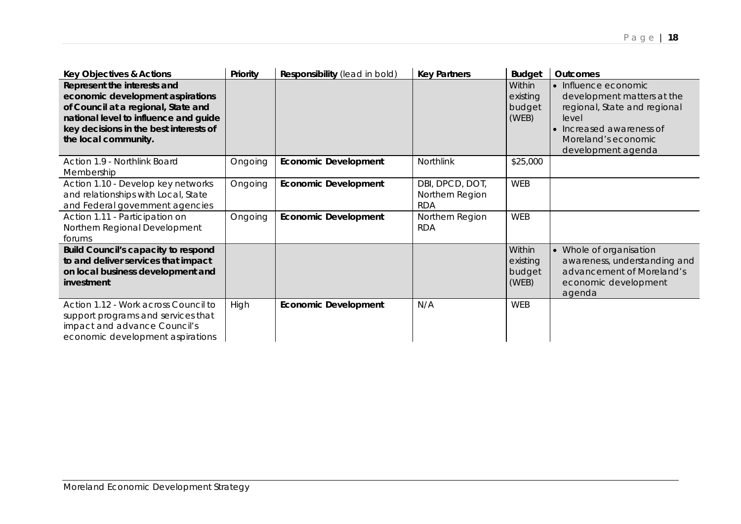| Key Objectives & Actions | Priority | Responsibility (lead in bold) | Key Partners | Budget | Outcomes |
|---|---|---|---|---|---|
| **Represent the interests and economic development aspirations of Council at a regional, State and national level to influence and guide key decisions in the best interests of the local community.** | | | | Within existing budget (WEB) | • Influence economic development matters at the regional, State and regional level<br>• Increased awareness of Moreland's economic development agenda |
| Action 1.9 - Northlink Board Membership | Ongoing | **Economic Development** | Northlink | $25,000 | |
| Action 1.10 - Develop key networks and relationships with Local, State and Federal government agencies | Ongoing | **Economic Development** | DBI, DPCD, DOT, Northern Region RDA | WEB | |
| Action 1.11 - Participation on Northern Regional Development forums | Ongoing | **Economic Development** | Northern Region RDA | WEB | |
| **Build Council's capacity to respond to and deliver services that impact on local business development and investment** | | | | Within existing budget (WEB) | • Whole of organisation awareness, understanding and advancement of Moreland's economic development agenda |
| Action 1.12 - Work across Council to support programs and services that impact and advance Council's economic development aspirations | High | **Economic Development** | N/A | WEB | |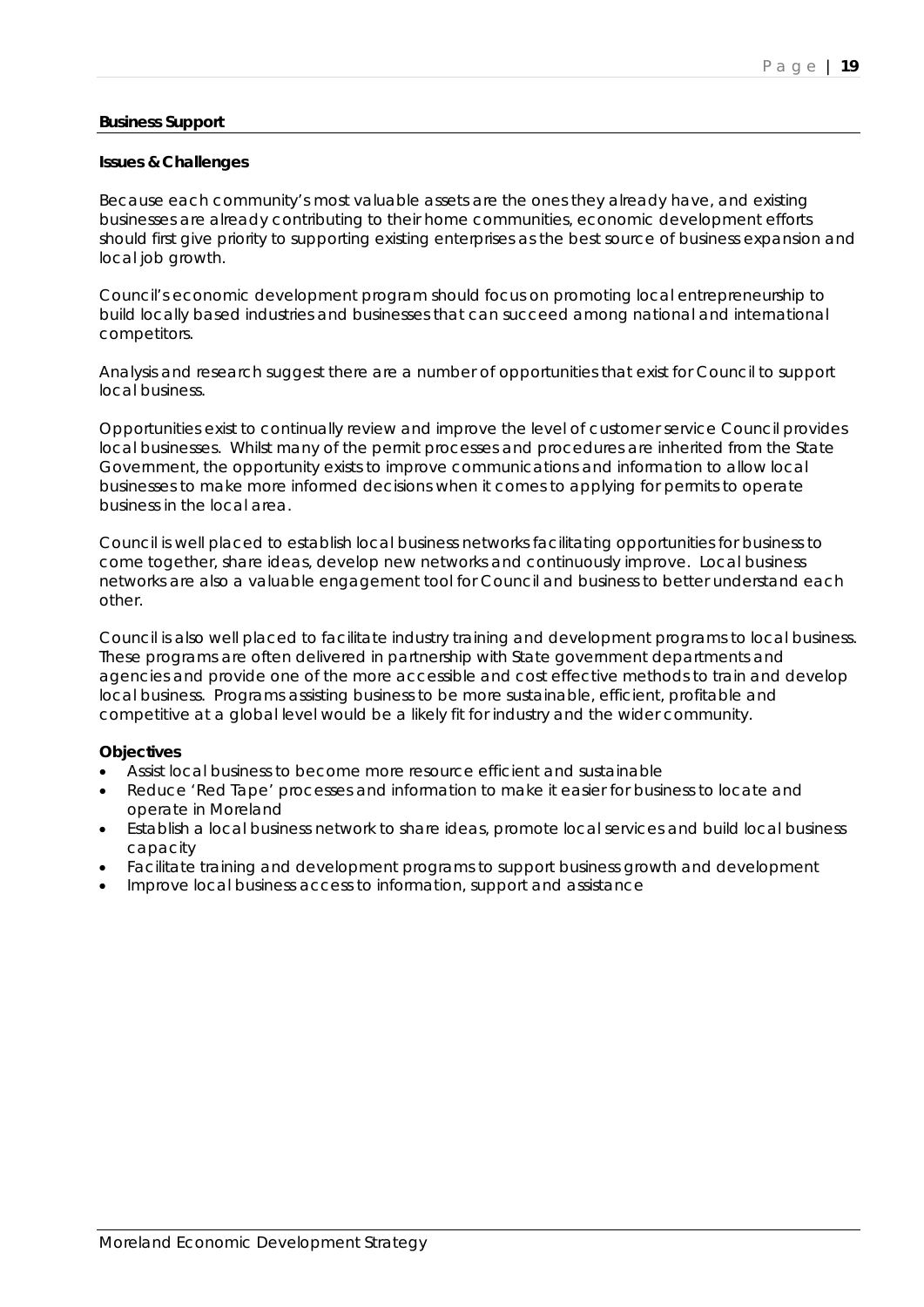## Business Support

### Issues & Challenges

Because each community's most valuable assets are the ones they already have, and existing businesses are already contributing to their home communities, economic development efforts should first give priority to supporting existing enterprises as the best source of business expansion and local job growth.

Council's economic development program should focus on promoting local entrepreneurship to build locally based industries and businesses that can succeed among national and international competitors.

Analysis and research suggest there are a number of opportunities that exist for Council to support local business.

Opportunities exist to continually review and improve the level of customer service Council provides local businesses. Whilst many of the permit processes and procedures are inherited from the State Government, the opportunity exists to improve communications and information to allow local businesses to make more informed decisions when it comes to applying for permits to operate business in the local area.

Council is well placed to establish local business networks facilitating opportunities for business to come together, share ideas, develop new networks and continuously improve. Local business networks are also a valuable engagement tool for Council and business to better understand each other.

Council is also well placed to facilitate industry training and development programs to local business. These programs are often delivered in partnership with State government departments and agencies and provide one of the more accessible and cost effective methods to train and develop local business. Programs assisting business to be more sustainable, efficient, profitable and competitive at a global level would be a likely fit for industry and the wider community.

### Objectives

- Assist local business to become more resource efficient and sustainable
- Reduce 'Red Tape' processes and information to make it easier for business to locate and operate in Moreland
- Establish a local business network to share ideas, promote local services and build local business capacity
- Facilitate training and development programs to support business growth and development
- Improve local business access to information, support and assistance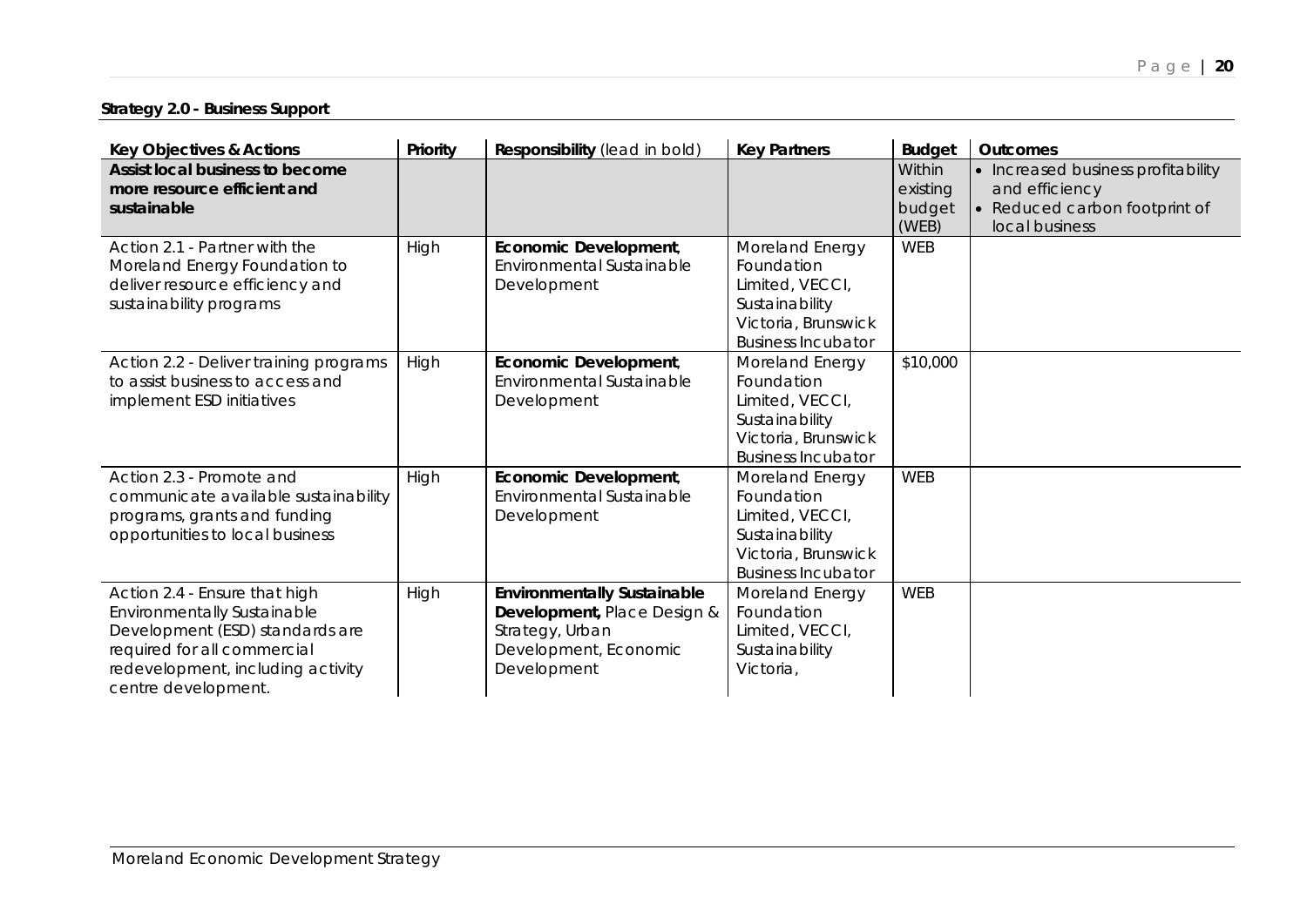**Strategy 2.0 - Business Support**

| Key Objectives & Actions | Priority | Responsibility (lead in bold) | Key Partners | Budget | Outcomes |
|---|---|---|---|---|---|
| **Assist local business to become more resource efficient and sustainable** | | | | Within existing budget (WEB) | • Increased business profitability and efficiency<br>• Reduced carbon footprint of local business |
| Action 2.1 - Partner with the Moreland Energy Foundation to deliver resource efficiency and sustainability programs | High | **Economic Development**, Environmental Sustainable Development | Moreland Energy Foundation Limited, VECCI, Sustainability Victoria, Brunswick Business Incubator | WEB | |
| Action 2.2 - Deliver training programs to assist business to access and implement ESD initiatives | High | **Economic Development**, Environmental Sustainable Development | Moreland Energy Foundation Limited, VECCI, Sustainability Victoria, Brunswick Business Incubator | $10,000 | |
| Action 2.3 - Promote and communicate available sustainability programs, grants and funding opportunities to local business | High | **Economic Development**, Environmental Sustainable Development | Moreland Energy Foundation Limited, VECCI, Sustainability Victoria, Brunswick Business Incubator | WEB | |
| Action 2.4 - Ensure that high Environmentally Sustainable Development (ESD) standards are required for all commercial redevelopment, including activity centre development. | High | **Environmentally Sustainable Development,** Place Design & Strategy, Urban Development, Economic Development | Moreland Energy Foundation Limited, VECCI, Sustainability Victoria, | WEB | |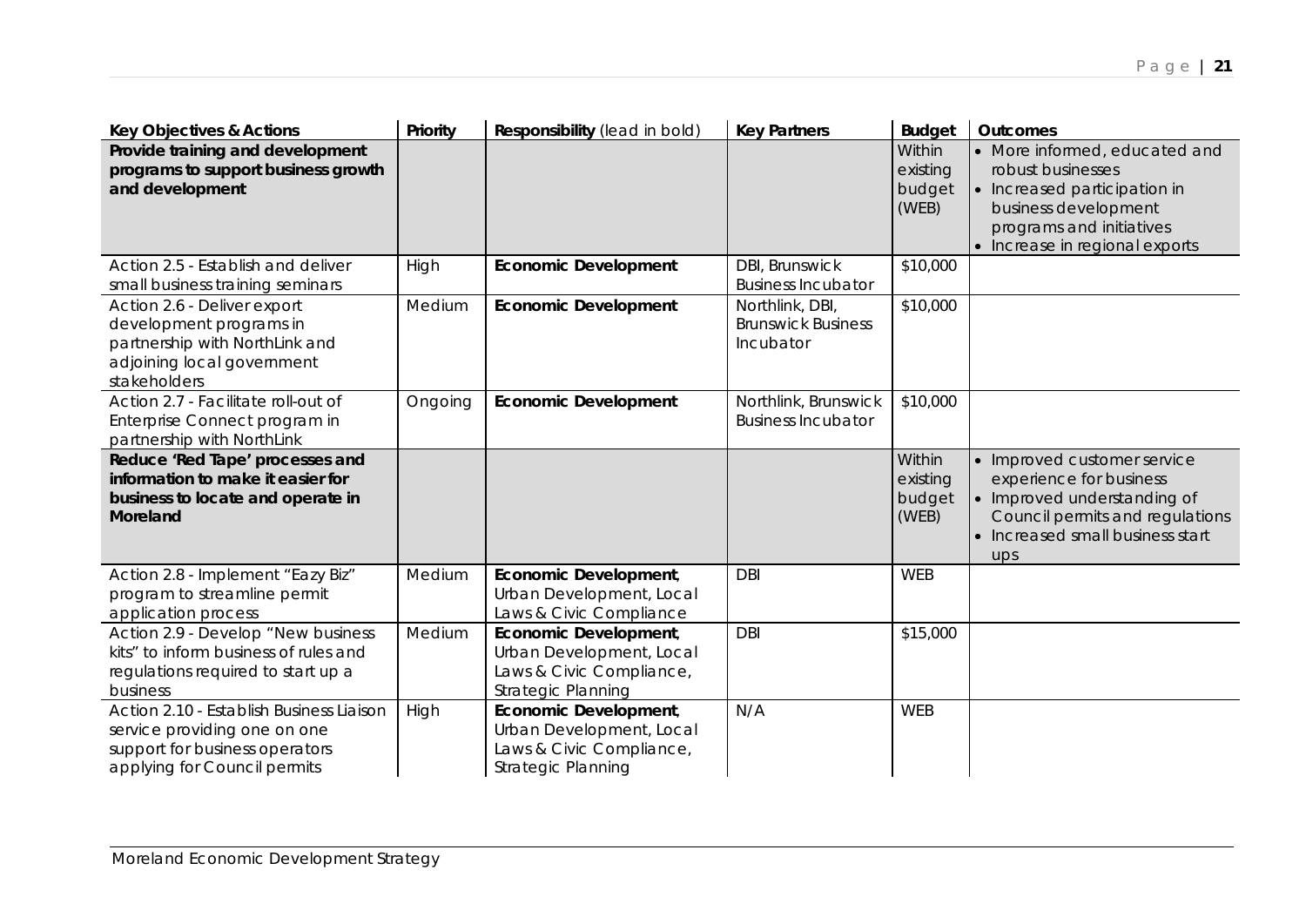| Key Objectives & Actions | Priority | Responsibility (lead in bold) | Key Partners | Budget | Outcomes |
|---|---|---|---|---|---|
| **Provide training and development programs to support business growth and development** | | | | Within existing budget (WEB) | • More informed, educated and robust businesses<br>• Increased participation in business development programs and initiatives<br>• Increase in regional exports |
| Action 2.5 - Establish and deliver small business training seminars | High | **Economic Development** | DBI, Brunswick Business Incubator | \$10,000 | |
| Action 2.6 - Deliver export development programs in partnership with NorthLink and adjoining local government stakeholders | Medium | **Economic Development** | Northlink, DBI, Brunswick Business Incubator | \$10,000 | |
| Action 2.7 - Facilitate roll-out of Enterprise Connect program in partnership with NorthLink | Ongoing | **Economic Development** | Northlink, Brunswick Business Incubator | \$10,000 | |
| **Reduce 'Red Tape' processes and information to make it easier for business to locate and operate in Moreland** | | | | Within existing budget (WEB) | • Improved customer service experience for business<br>• Improved understanding of Council permits and regulations<br>• Increased small business start ups |
| Action 2.8 - Implement "Eazy Biz" program to streamline permit application process | Medium | **Economic Development**, Urban Development, Local Laws & Civic Compliance | DBI | WEB | |
| Action 2.9 - Develop "New business kits" to inform business of rules and regulations required to start up a business | Medium | **Economic Development**, Urban Development, Local Laws & Civic Compliance, Strategic Planning | DBI | \$15,000 | |
| Action 2.10 - Establish Business Liaison service providing one on one support for business operators applying for Council permits | High | **Economic Development**, Urban Development, Local Laws & Civic Compliance, Strategic Planning | N/A | WEB | |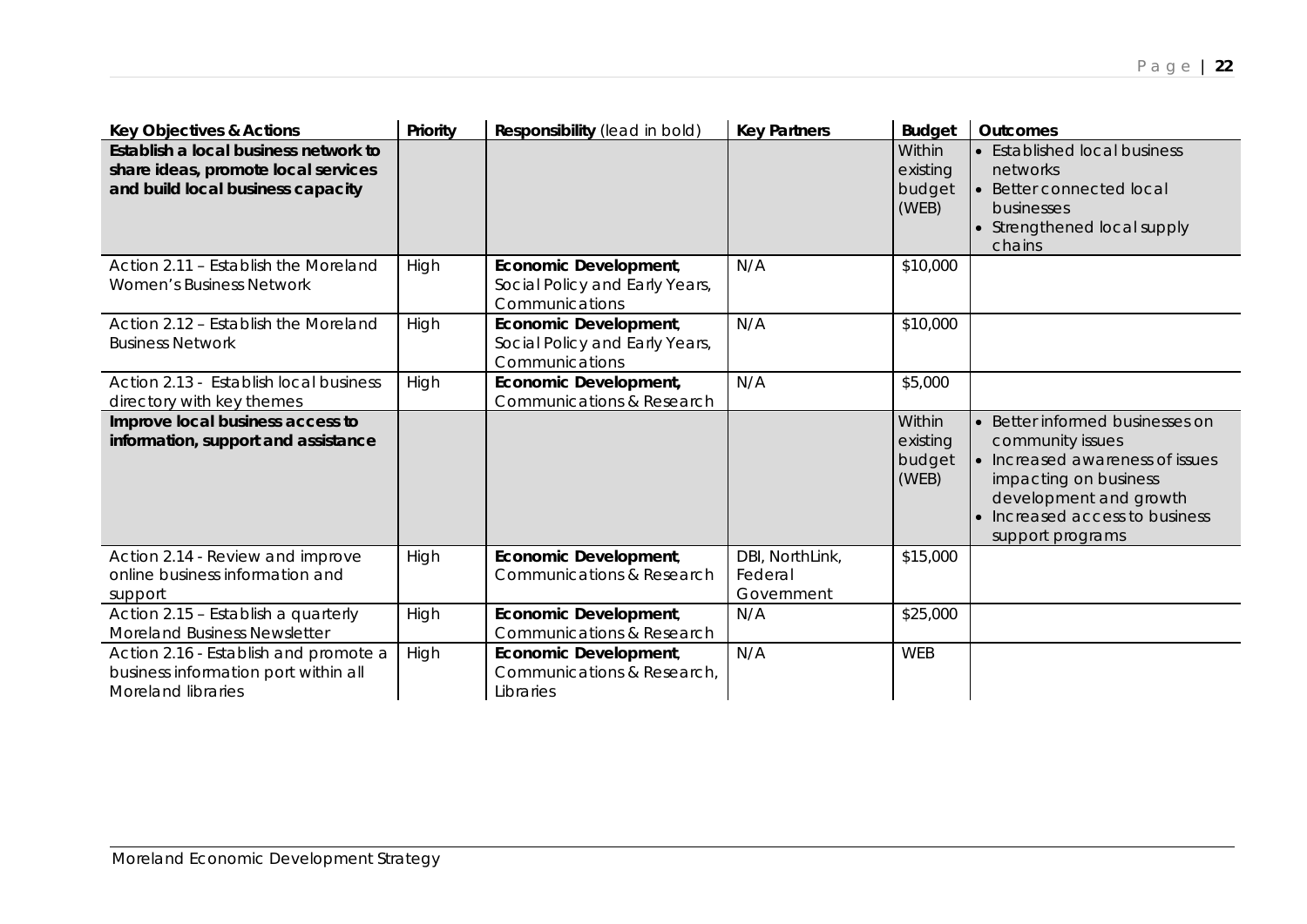| Key Objectives & Actions | Priority | Responsibility (lead in bold) | Key Partners | Budget | Outcomes |
|---|---|---|---|---|---|
| **Establish a local business network to share ideas, promote local services and build local business capacity** | | | | Within existing budget (WEB) | • Established local business networks<br>• Better connected local businesses<br>• Strengthened local supply chains |
| Action 2.11 – Establish the Moreland Women's Business Network | High | **Economic Development**, Social Policy and Early Years, Communications | N/A | \$10,000 | |
| Action 2.12 – Establish the Moreland Business Network | High | **Economic Development**, Social Policy and Early Years, Communications | N/A | \$10,000 | |
| Action 2.13 - Establish local business directory with key themes | High | **Economic Development**, Communications & Research | N/A | \$5,000 | |
| **Improve local business access to information, support and assistance** | | | | Within existing budget (WEB) | • Better informed businesses on community issues<br>• Increased awareness of issues impacting on business development and growth<br>• Increased access to business support programs |
| Action 2.14 - Review and improve online business information and support | High | **Economic Development**, Communications & Research | DBI, NorthLink, Federal Government | \$15,000 | |
| Action 2.15 – Establish a quarterly Moreland Business Newsletter | High | **Economic Development**, Communications & Research | N/A | \$25,000 | |
| Action 2.16 - Establish and promote a business information port within all Moreland libraries | High | **Economic Development**, Communications & Research, Libraries | N/A | WEB | |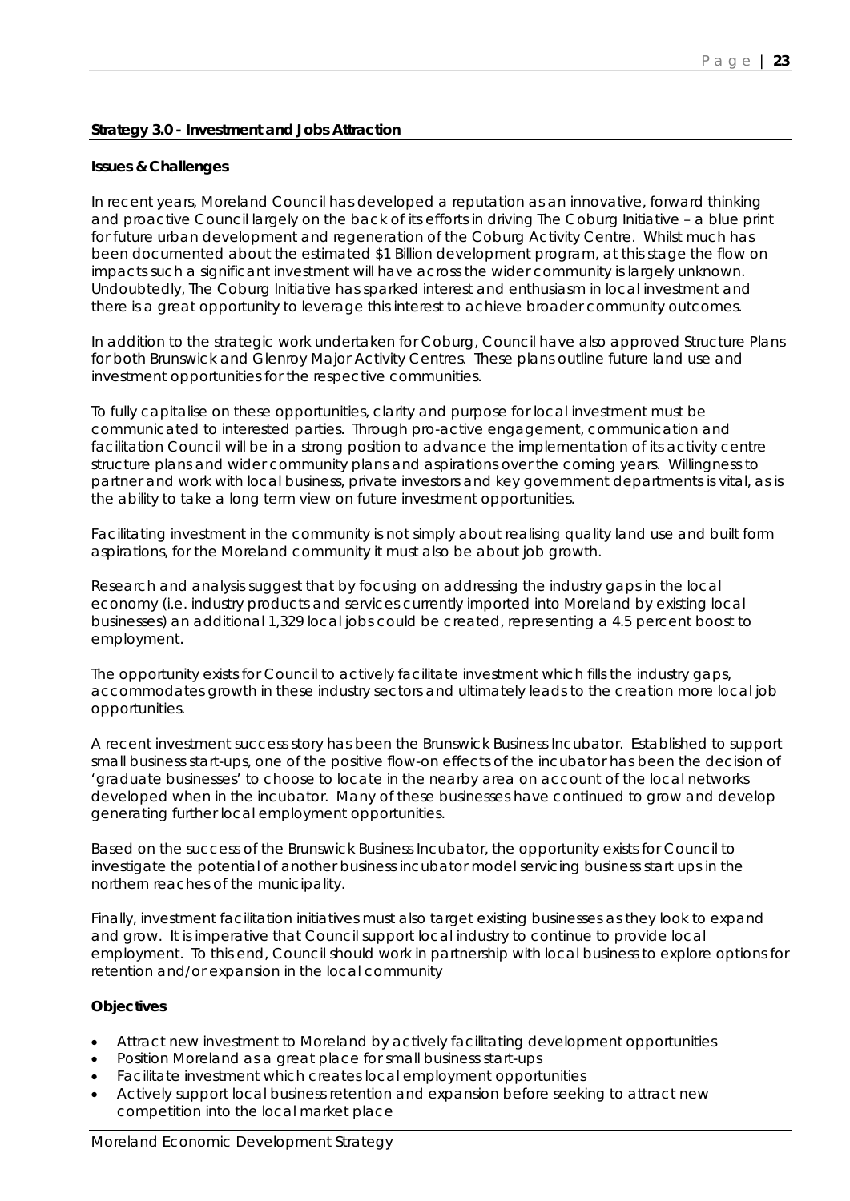**Strategy 3.0 - Investment and Jobs Attraction**

**Issues & Challenges**

In recent years, Moreland Council has developed a reputation as an innovative, forward thinking and proactive Council largely on the back of its efforts in driving The Coburg Initiative – a blue print for future urban development and regeneration of the Coburg Activity Centre. Whilst much has been documented about the estimated $1 Billion development program, at this stage the flow on impacts such a significant investment will have across the wider community is largely unknown. Undoubtedly, The Coburg Initiative has sparked interest and enthusiasm in local investment and there is a great opportunity to leverage this interest to achieve broader community outcomes.

In addition to the strategic work undertaken for Coburg, Council have also approved Structure Plans for both Brunswick and Glenroy Major Activity Centres. These plans outline future land use and investment opportunities for the respective communities.

To fully capitalise on these opportunities, clarity and purpose for local investment must be communicated to interested parties. Through pro-active engagement, communication and facilitation Council will be in a strong position to advance the implementation of its activity centre structure plans and wider community plans and aspirations over the coming years. Willingness to partner and work with local business, private investors and key government departments is vital, as is the ability to take a long term view on future investment opportunities.

Facilitating investment in the community is not simply about realising quality land use and built form aspirations, for the Moreland community it must also be about job growth.

Research and analysis suggest that by focusing on addressing the industry gaps in the local economy (i.e. industry products and services currently imported into Moreland by existing local businesses) an additional 1,329 local jobs could be created, representing a 4.5 percent boost to employment.

The opportunity exists for Council to actively facilitate investment which fills the industry gaps, accommodates growth in these industry sectors and ultimately leads to the creation more local job opportunities.

A recent investment success story has been the Brunswick Business Incubator. Established to support small business start-ups, one of the positive flow-on effects of the incubator has been the decision of 'graduate businesses' to choose to locate in the nearby area on account of the local networks developed when in the incubator. Many of these businesses have continued to grow and develop generating further local employment opportunities.

Based on the success of the Brunswick Business Incubator, the opportunity exists for Council to investigate the potential of another business incubator model servicing business start ups in the northern reaches of the municipality.

Finally, investment facilitation initiatives must also target existing businesses as they look to expand and grow. It is imperative that Council support local industry to continue to provide local employment. To this end, Council should work in partnership with local business to explore options for retention and/or expansion in the local community

**Objectives**

- Attract new investment to Moreland by actively facilitating development opportunities
- Position Moreland as a great place for small business start-ups
- Facilitate investment which creates local employment opportunities
- Actively support local business retention and expansion before seeking to attract new competition into the local market place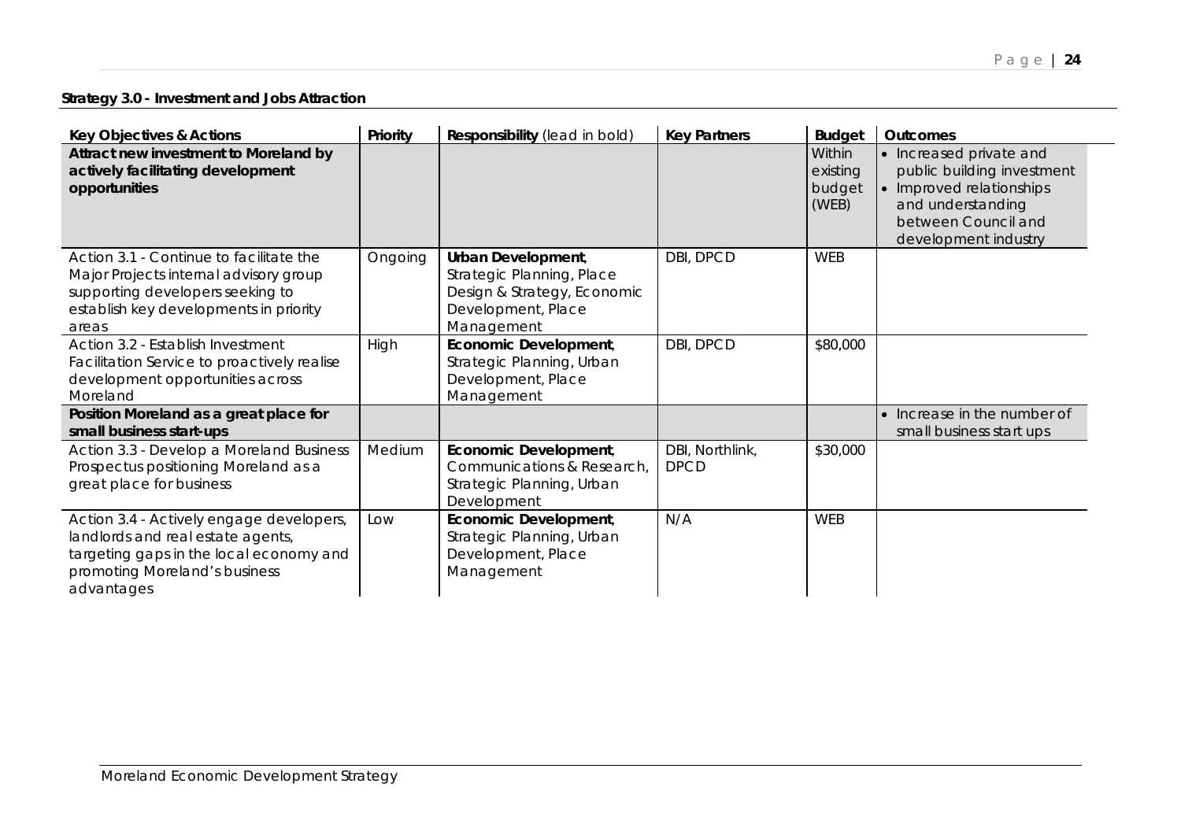**Strategy 3.0 - Investment and Jobs Attraction**

| Key Objectives & Actions | Priority | Responsibility (lead in bold) | Key Partners | Budget | Outcomes |
|---|---|---|---|---|---|
| **Attract new investment to Moreland by actively facilitating development opportunities** | | | | Within existing budget (WEB) | • Increased private and public building investment<br>• Improved relationships and understanding between Council and development industry |
| Action 3.1 - Continue to facilitate the Major Projects internal advisory group supporting developers seeking to establish key developments in priority areas | Ongoing | **Urban Development**, Strategic Planning, Place Design & Strategy, Economic Development, Place Management | DBI, DPCD | WEB | |
| Action 3.2 - Establish Investment Facilitation Service to proactively realise development opportunities across Moreland | High | **Economic Development**, Strategic Planning, Urban Development, Place Management | DBI, DPCD | \$80,000 | |
| **Position Moreland as a great place for small business start-ups** | | | | | • Increase in the number of small business start ups |
| Action 3.3 - Develop a Moreland Business Prospectus positioning Moreland as a great place for business | Medium | **Economic Development**, Communications & Research, Strategic Planning, Urban Development | DBI, Northlink, DPCD | \$30,000 | |
| Action 3.4 - Actively engage developers, landlords and real estate agents, targeting gaps in the local economy and promoting Moreland's business advantages | Low | **Economic Development**, Strategic Planning, Urban Development, Place Management | N/A | WEB | |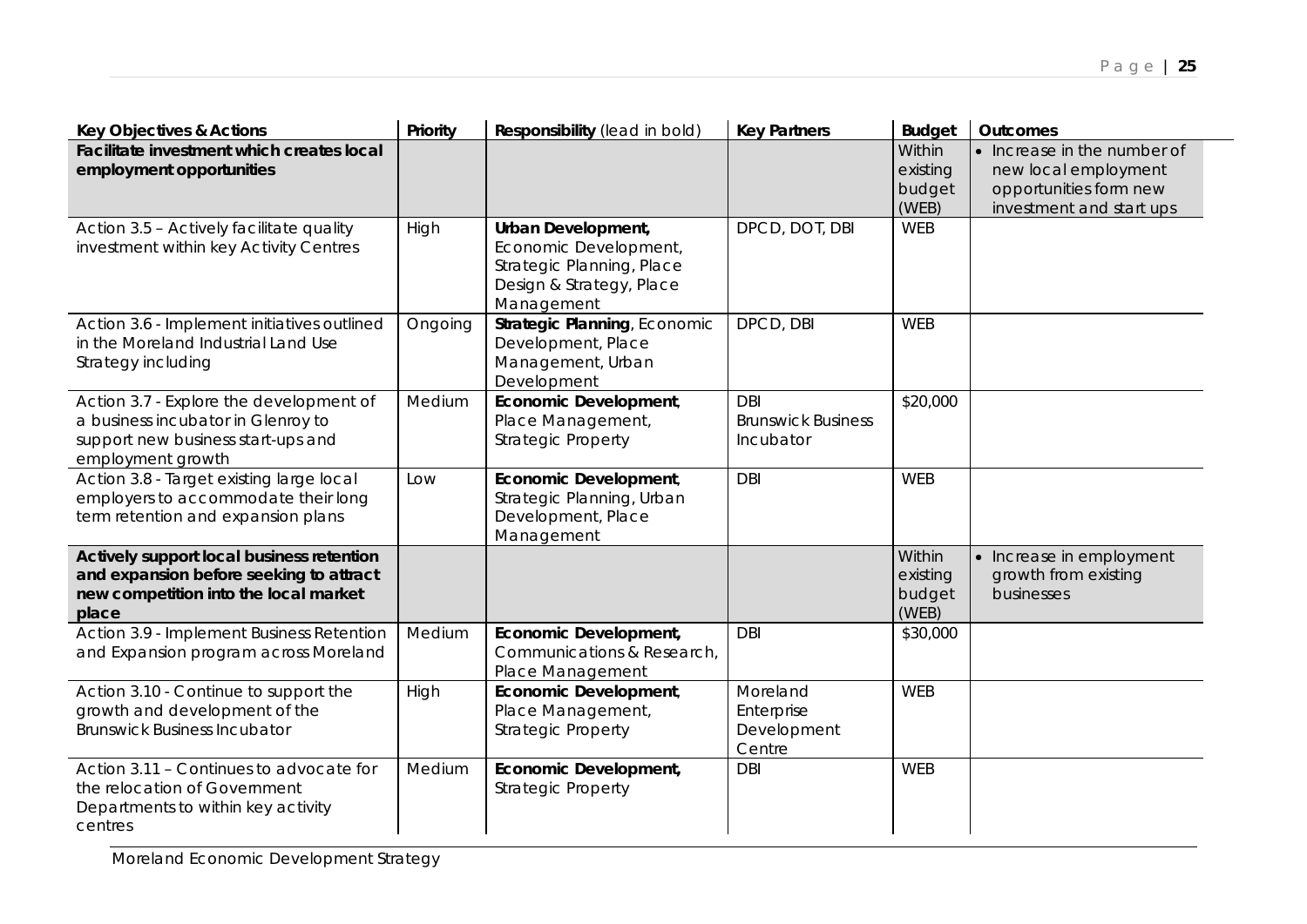| Key Objectives & Actions | Priority | Responsibility (lead in bold) | Key Partners | Budget | Outcomes |
|---|---|---|---|---|---|
| ***Facilitate investment which creates local employment opportunities*** | | | | Within existing budget (WEB) | • Increase in the number of new local employment opportunities form new investment and start ups |
| Action 3.5 – Actively facilitate quality investment within key Activity Centres | High | **Urban Development,** Economic Development, Strategic Planning, Place Design & Strategy, Place Management | DPCD, DOT, DBI | WEB | |
| Action 3.6 - Implement initiatives outlined in the Moreland Industrial Land Use Strategy including | Ongoing | **Strategic Planning**, Economic Development, Place Management, Urban Development | DPCD, DBI | WEB | |
| Action 3.7 - Explore the development of a business incubator in Glenroy to support new business start-ups and employment growth | Medium | **Economic Development**, Place Management, Strategic Property | DBI Brunswick Business Incubator | $20,000 | |
| Action 3.8 - Target existing large local employers to accommodate their long term retention and expansion plans | Low | **Economic Development**, Strategic Planning, Urban Development, Place Management | DBI | WEB | |
| ***Actively support local business retention and expansion before seeking to attract new competition into the local market place*** | | | | Within existing budget (WEB) | • Increase in employment growth from existing businesses |
| Action 3.9 - Implement Business Retention and Expansion program across Moreland | Medium | **Economic Development,** Communications & Research, Place Management | DBI | $30,000 | |
| Action 3.10 - Continue to support the growth and development of the Brunswick Business Incubator | High | **Economic Development**, Place Management, Strategic Property | Moreland Enterprise Development Centre | WEB | |
| Action 3.11 – Continues to advocate for the relocation of Government Departments to within key activity centres | Medium | **Economic Development,** Strategic Property | DBI | WEB | |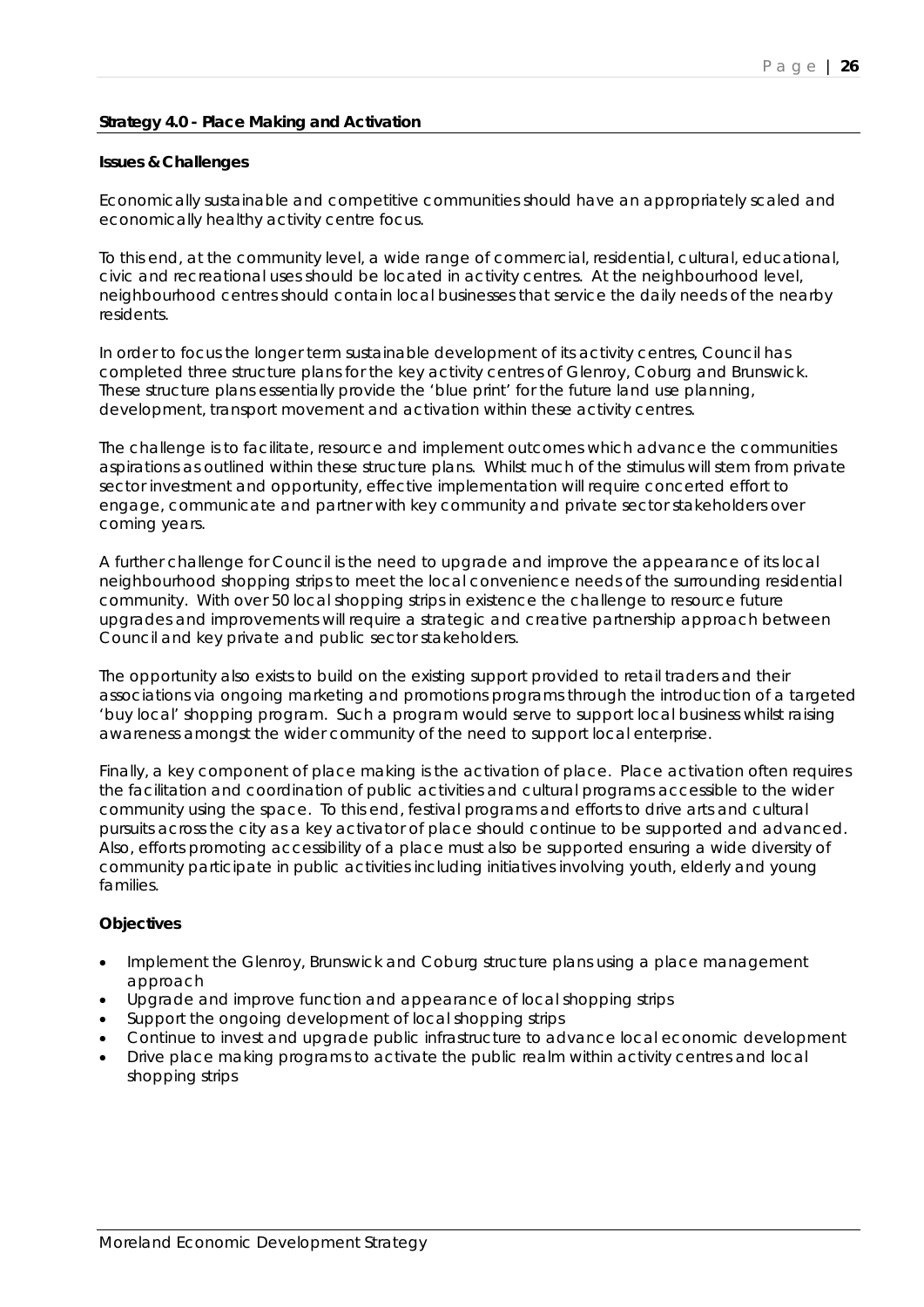**Strategy 4.0 - Place Making and Activation**

**Issues & Challenges**

Economically sustainable and competitive communities should have an appropriately scaled and economically healthy activity centre focus.

To this end, at the community level, a wide range of commercial, residential, cultural, educational, civic and recreational uses should be located in activity centres. At the neighbourhood level, neighbourhood centres should contain local businesses that service the daily needs of the nearby residents.

In order to focus the longer term sustainable development of its activity centres, Council has completed three structure plans for the key activity centres of Glenroy, Coburg and Brunswick. These structure plans essentially provide the 'blue print' for the future land use planning, development, transport movement and activation within these activity centres.

The challenge is to facilitate, resource and implement outcomes which advance the communities aspirations as outlined within these structure plans. Whilst much of the stimulus will stem from private sector investment and opportunity, effective implementation will require concerted effort to engage, communicate and partner with key community and private sector stakeholders over coming years.

A further challenge for Council is the need to upgrade and improve the appearance of its local neighbourhood shopping strips to meet the local convenience needs of the surrounding residential community. With over 50 local shopping strips in existence the challenge to resource future upgrades and improvements will require a strategic and creative partnership approach between Council and key private and public sector stakeholders.

The opportunity also exists to build on the existing support provided to retail traders and their associations via ongoing marketing and promotions programs through the introduction of a targeted 'buy local' shopping program. Such a program would serve to support local business whilst raising awareness amongst the wider community of the need to support local enterprise.

Finally, a key component of place making is the activation of place. Place activation often requires the facilitation and coordination of public activities and cultural programs accessible to the wider community using the space. To this end, festival programs and efforts to drive arts and cultural pursuits across the city as a key activator of place should continue to be supported and advanced. Also, efforts promoting accessibility of a place must also be supported ensuring a wide diversity of community participate in public activities including initiatives involving youth, elderly and young families.

**Objectives**

- Implement the Glenroy, Brunswick and Coburg structure plans using a place management approach
- Upgrade and improve function and appearance of local shopping strips
- Support the ongoing development of local shopping strips
- Continue to invest and upgrade public infrastructure to advance local economic development
- Drive place making programs to activate the public realm within activity centres and local shopping strips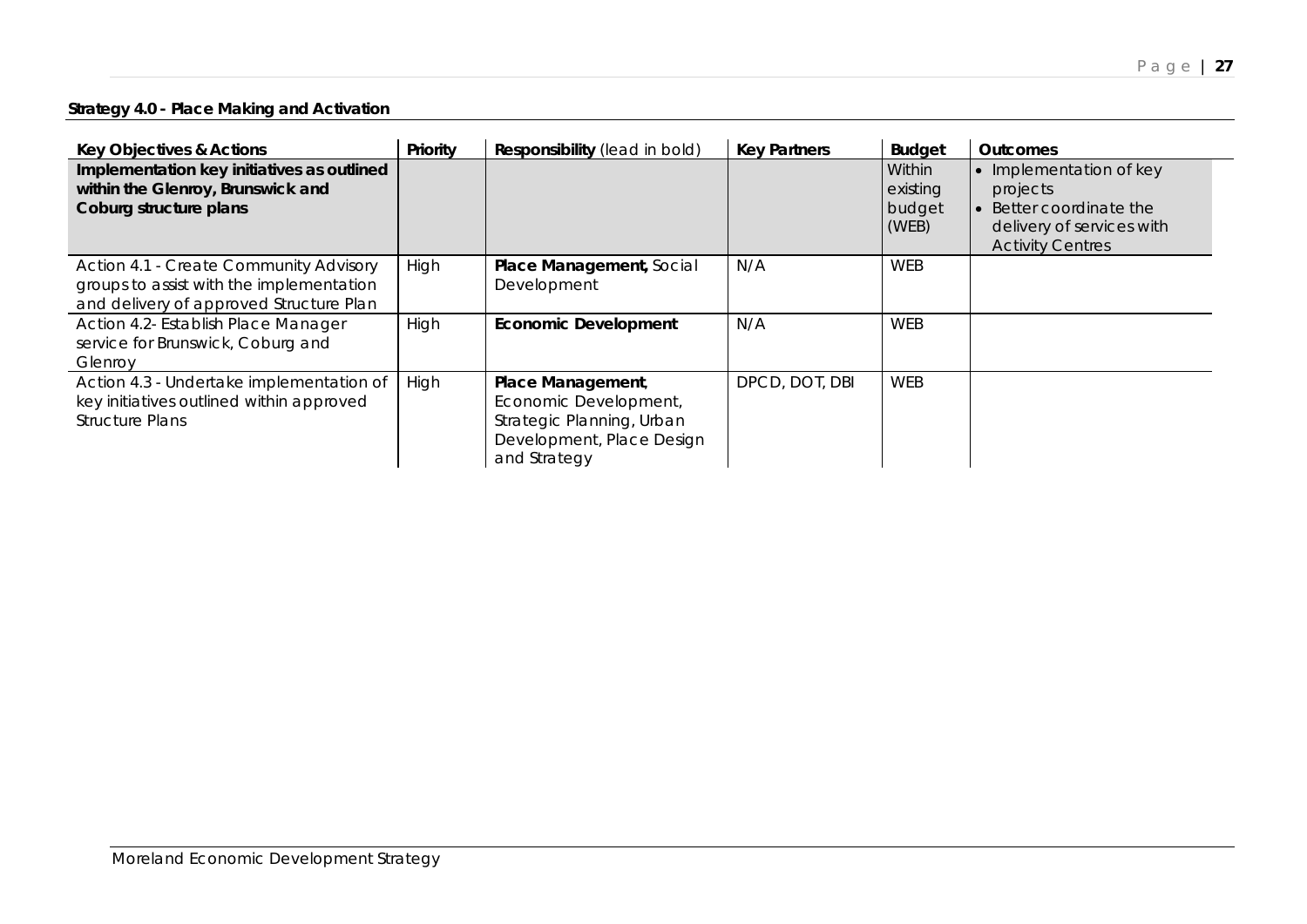**Strategy 4.0 - Place Making and Activation**

| Key Objectives & Actions | Priority | Responsibility (lead in bold) | Key Partners | Budget | Outcomes |
|---|---|---|---|---|---|
| **Implementation key initiatives as outlined within the Glenroy, Brunswick and Coburg structure plans** | | | | Within existing budget (WEB) | • Implementation of key projects<br>• Better coordinate the delivery of services with Activity Centres |
| Action 4.1 - Create Community Advisory groups to assist with the implementation and delivery of approved Structure Plan | High | **Place Management,** Social Development | N/A | WEB | |
| Action 4.2- Establish Place Manager service for Brunswick, Coburg and Glenroy | High | **Economic Development** | N/A | WEB | |
| Action 4.3 - Undertake implementation of key initiatives outlined within approved Structure Plans | High | **Place Management**, Economic Development, Strategic Planning, Urban Development, Place Design and Strategy | DPCD, DOT, DBI | WEB | |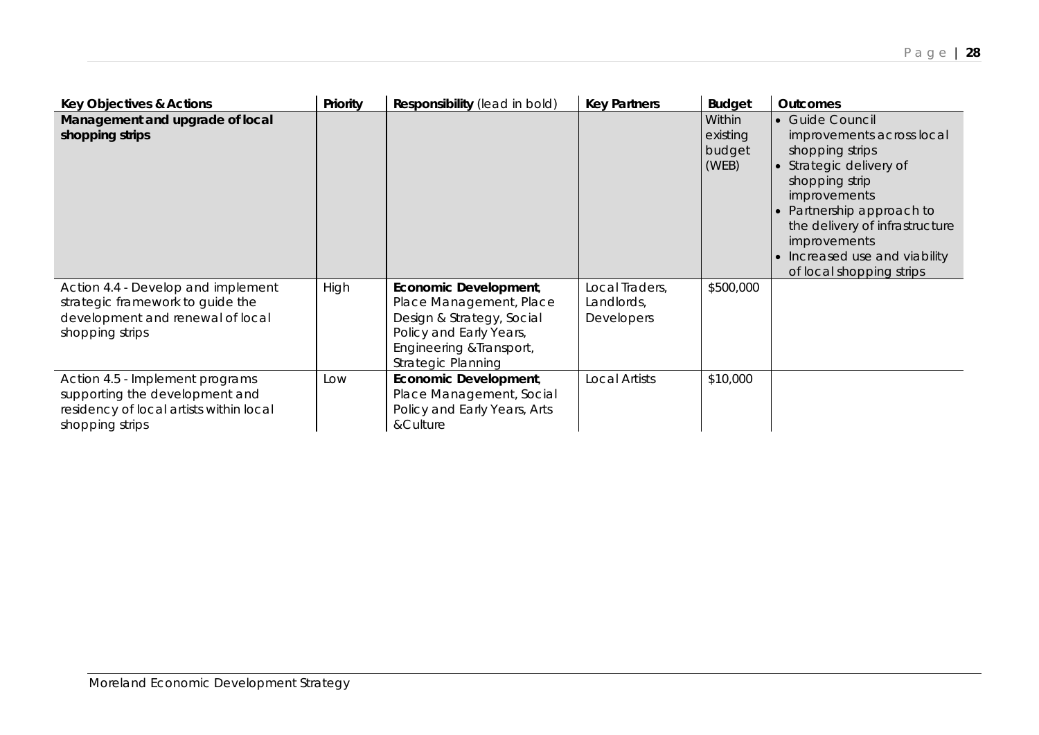| **Key Objectives & Actions** | **Priority** | **Responsibility** (lead in bold) | **Key Partners** | **Budget** | **Outcomes** |
|---|---|---|---|---|---|
| **Management and upgrade of local shopping strips** | | | | Within existing budget (WEB) | • Guide Council improvements across local shopping strips<br>• Strategic delivery of shopping strip improvements<br>• Partnership approach to the delivery of infrastructure improvements<br>• Increased use and viability of local shopping strips |
| Action 4.4 - Develop and implement strategic framework to guide the development and renewal of local shopping strips | High | **Economic Development**, Place Management, Place Design & Strategy, Social Policy and Early Years, Engineering &Transport, Strategic Planning | Local Traders, Landlords, Developers | $500,000 | |
| Action 4.5 - Implement programs supporting the development and residency of local artists within local shopping strips | Low | **Economic Development**, Place Management, Social Policy and Early Years, Arts &Culture | Local Artists | $10,000 | |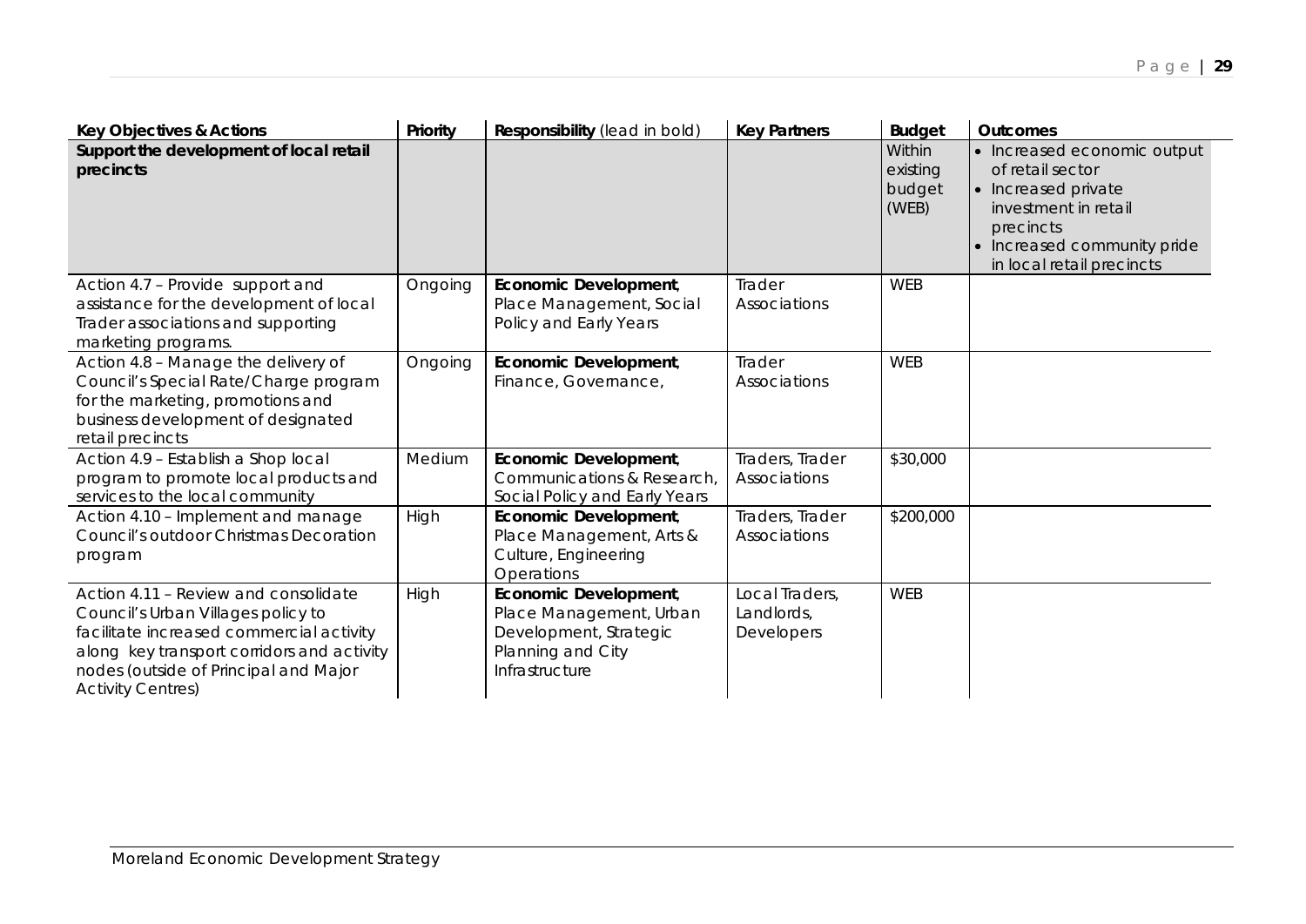| Key Objectives & Actions | Priority | Responsibility (lead in bold) | Key Partners | Budget | Outcomes |
|---|---|---|---|---|---|
| **Support the development of local retail precincts** | | | | Within existing budget (WEB) | • Increased economic output of retail sector<br>• Increased private investment in retail precincts<br>• Increased community pride in local retail precincts |
| Action 4.7 – Provide support and assistance for the development of local Trader associations and supporting marketing programs. | Ongoing | **Economic Development**, Place Management, Social Policy and Early Years | Trader Associations | WEB | |
| Action 4.8 – Manage the delivery of Council's Special Rate/Charge program for the marketing, promotions and business development of designated retail precincts | Ongoing | **Economic Development**, Finance, Governance, | Trader Associations | WEB | |
| Action 4.9 – Establish a Shop local program to promote local products and services to the local community | Medium | **Economic Development**, Communications & Research, Social Policy and Early Years | Traders, Trader Associations | \$30,000 | |
| Action 4.10 – Implement and manage Council's outdoor Christmas Decoration program | High | **Economic Development**, Place Management, Arts & Culture, Engineering Operations | Traders, Trader Associations | \$200,000 | |
| Action 4.11 – Review and consolidate Council's Urban Villages policy to facilitate increased commercial activity along key transport corridors and activity nodes (outside of Principal and Major Activity Centres) | High | **Economic Development**, Place Management, Urban Development, Strategic Planning and City Infrastructure | Local Traders, Landlords, Developers | WEB | |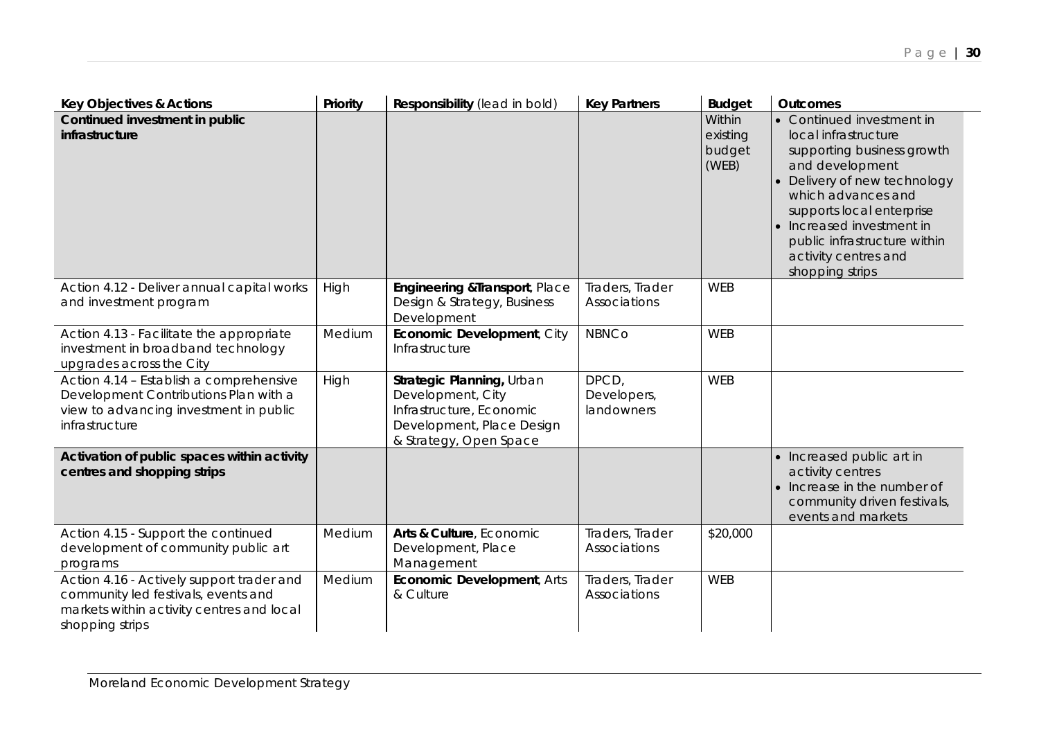| Key Objectives & Actions | Priority | Responsibility (lead in bold) | Key Partners | Budget | Outcomes |
|---|---|---|---|---|---|
| **Continued investment in public infrastructure** | | | | Within existing budget (WEB) | • Continued investment in local infrastructure supporting business growth and development<br>• Delivery of new technology which advances and supports local enterprise<br>• Increased investment in public infrastructure within activity centres and shopping strips |
| Action 4.12 - Deliver annual capital works and investment program | High | **Engineering &Transport**, Place Design & Strategy, Business Development | Traders, Trader Associations | WEB | |
| Action 4.13 - Facilitate the appropriate investment in broadband technology upgrades across the City | Medium | **Economic Development**, City Infrastructure | NBNCo | WEB | |
| Action 4.14 – Establish a comprehensive Development Contributions Plan with a view to advancing investment in public infrastructure | High | **Strategic Planning,** Urban Development, City Infrastructure, Economic Development, Place Design & Strategy, Open Space | DPCD, Developers, landowners | WEB | |
| **Activation of public spaces within activity centres and shopping strips** | | | | | • Increased public art in activity centres<br>• Increase in the number of community driven festivals, events and markets |
| Action 4.15 - Support the continued development of community public art programs | Medium | **Arts & Culture**, Economic Development, Place Management | Traders, Trader Associations | $20,000 | |
| Action 4.16 - Actively support trader and community led festivals, events and markets within activity centres and local shopping strips | Medium | **Economic Development**, Arts & Culture | Traders, Trader Associations | WEB | |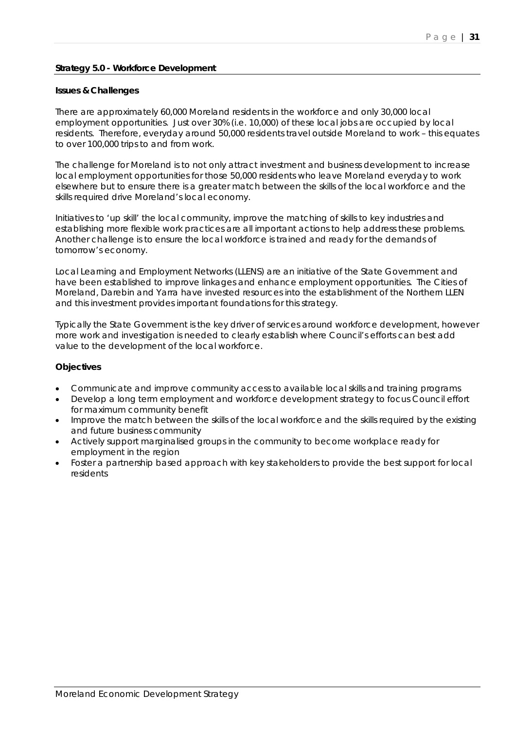**Strategy 5.0 - Workforce Development**

**Issues & Challenges**

There are approximately 60,000 Moreland residents in the workforce and only 30,000 local employment opportunities. Just over 30% (i.e. 10,000) of these local jobs are occupied by local residents. Therefore, everyday around 50,000 residents travel outside Moreland to work – this equates to over 100,000 trips to and from work.

The challenge for Moreland is to not only attract investment and business development to increase local employment opportunities for those 50,000 residents who leave Moreland everyday to work elsewhere but to ensure there is a greater match between the skills of the local workforce and the skills required drive Moreland's local economy.

Initiatives to 'up skill' the local community, improve the matching of skills to key industries and establishing more flexible work practices are all important actions to help address these problems. Another challenge is to ensure the local workforce is trained and ready for the demands of tomorrow's economy.

Local Learning and Employment Networks (LLENS) are an initiative of the State Government and have been established to improve linkages and enhance employment opportunities. The Cities of Moreland, Darebin and Yarra have invested resources into the establishment of the Northern LLEN and this investment provides important foundations for this strategy.

Typically the State Government is the key driver of services around workforce development, however more work and investigation is needed to clearly establish where Council's efforts can best add value to the development of the local workforce.

**Objectives**

- Communicate and improve community access to available local skills and training programs
- Develop a long term employment and workforce development strategy to focus Council effort for maximum community benefit
- Improve the match between the skills of the local workforce and the skills required by the existing and future business community
- Actively support marginalised groups in the community to become workplace ready for employment in the region
- Foster a partnership based approach with key stakeholders to provide the best support for local residents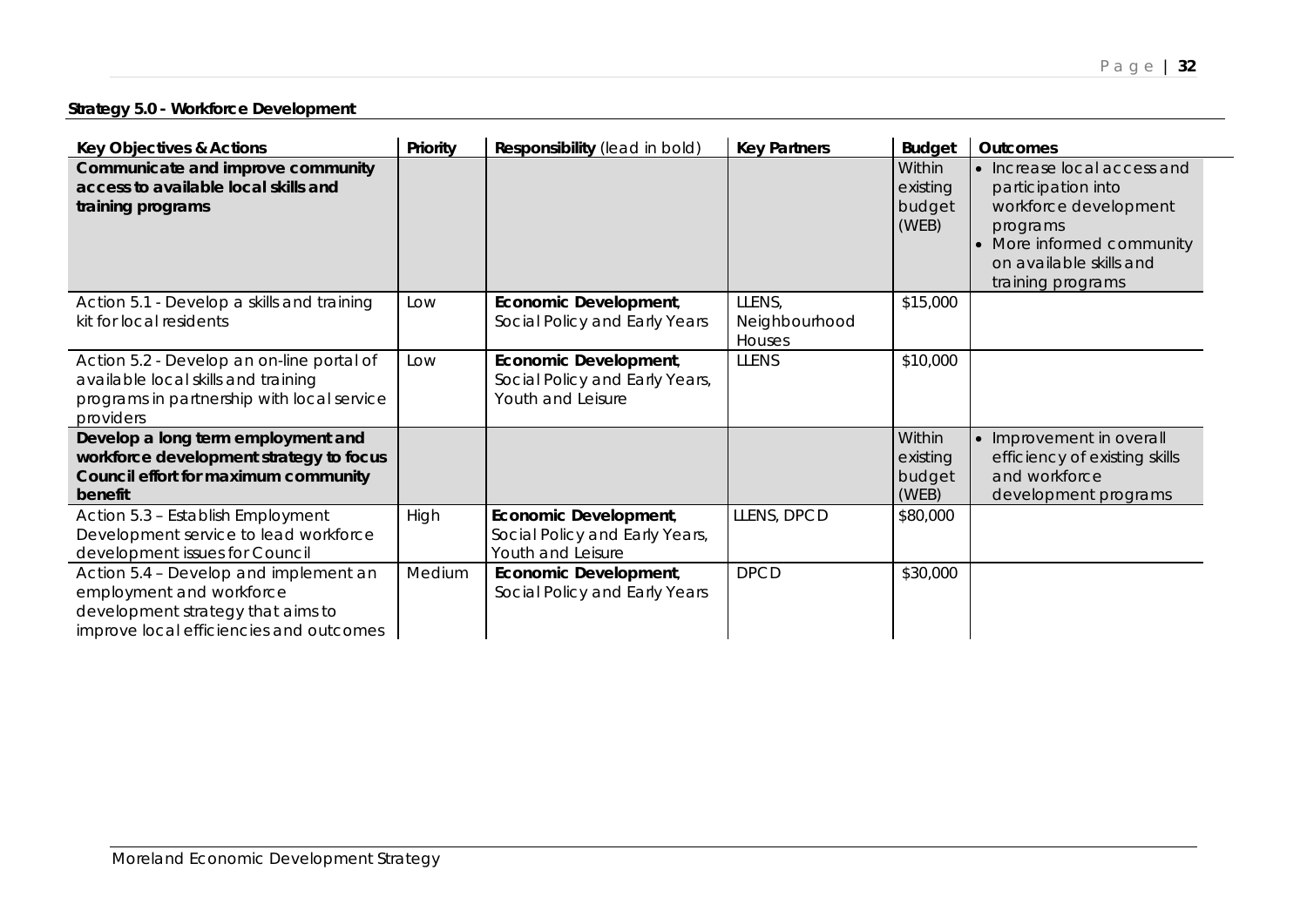**Strategy 5.0 - Workforce Development**

| Key Objectives & Actions | Priority | Responsibility (lead in bold) | Key Partners | Budget | Outcomes |
|---|---|---|---|---|---|
| **Communicate and improve community access to available local skills and training programs** | | | | Within existing budget (WEB) | • Increase local access and participation into workforce development programs<br>• More informed community on available skills and training programs |
| Action 5.1 - Develop a skills and training kit for local residents | Low | **Economic Development**, Social Policy and Early Years | LLENS, Neighbourhood Houses | \$15,000 | |
| Action 5.2 - Develop an on-line portal of available local skills and training programs in partnership with local service providers | Low | **Economic Development**, Social Policy and Early Years, Youth and Leisure | LLENS | \$10,000 | |
| **Develop a long term employment and workforce development strategy to focus Council effort for maximum community benefit** | | | | Within existing budget (WEB) | • Improvement in overall efficiency of existing skills and workforce development programs |
| Action 5.3 – Establish Employment Development service to lead workforce development issues for Council | High | **Economic Development**, Social Policy and Early Years, Youth and Leisure | LLENS, DPCD | \$80,000 | |
| Action 5.4 – Develop and implement an employment and workforce development strategy that aims to improve local efficiencies and outcomes | Medium | **Economic Development**, Social Policy and Early Years | DPCD | \$30,000 | |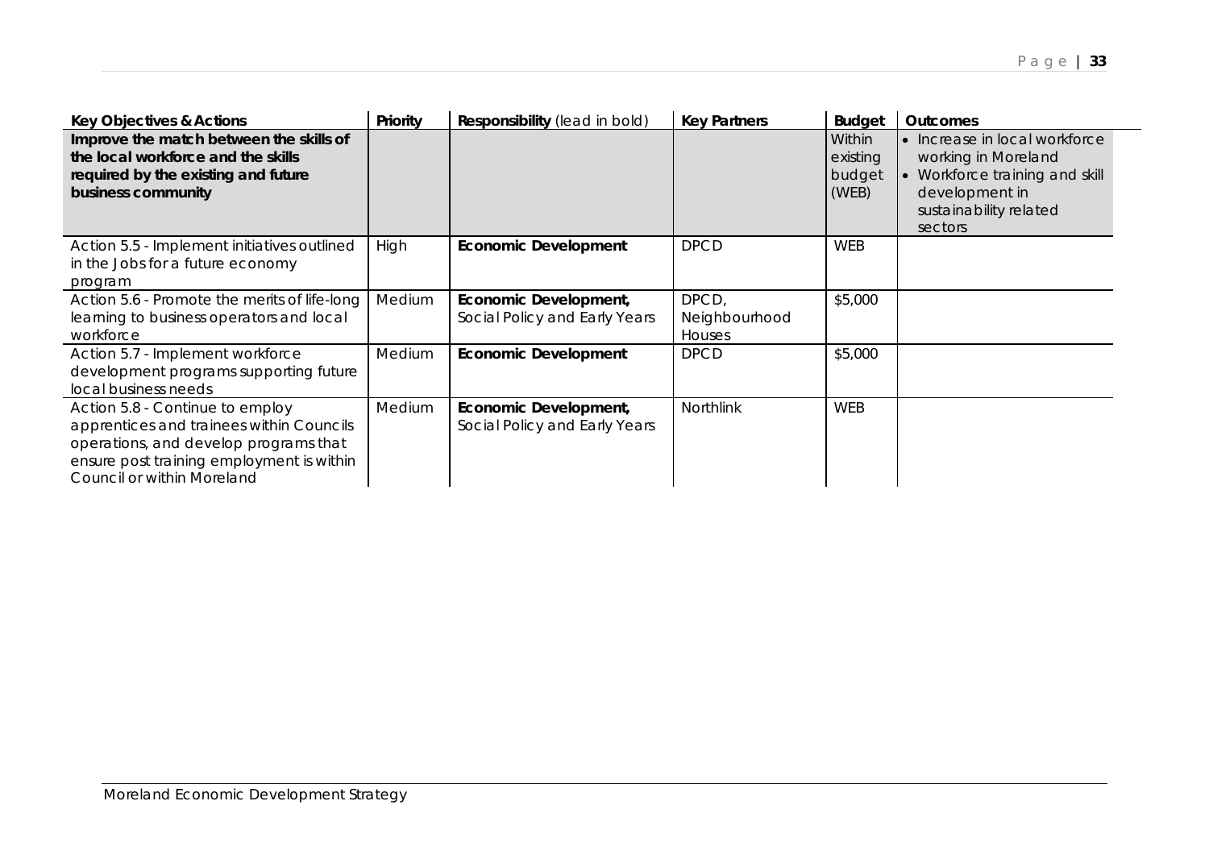| Key Objectives & Actions | Priority | Responsibility (lead in bold) | Key Partners | Budget | Outcomes |
|---|---|---|---|---|---|
| **Improve the match between the skills of the local workforce and the skills required by the existing and future business community** | | | | Within existing budget (WEB) | • Increase in local workforce working in Moreland<br>• Workforce training and skill development in sustainability related sectors |
| Action 5.5 - Implement initiatives outlined in the Jobs for a future economy program | High | **Economic Development** | DPCD | WEB | |
| Action 5.6 - Promote the merits of life-long learning to business operators and local workforce | Medium | **Economic Development,** Social Policy and Early Years | DPCD, Neighbourhood Houses | $5,000 | |
| Action 5.7 - Implement workforce development programs supporting future local business needs | Medium | **Economic Development** | DPCD | $5,000 | |
| Action 5.8 - Continue to employ apprentices and trainees within Councils operations, and develop programs that ensure post training employment is within Council or within Moreland | Medium | **Economic Development,** Social Policy and Early Years | Northlink | WEB | |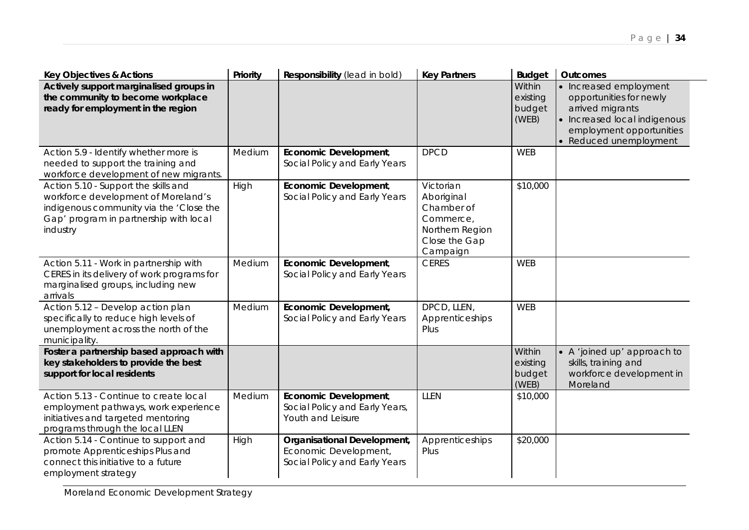| Key Objectives & Actions | Priority | Responsibility (lead in bold) | Key Partners | Budget | Outcomes |
|---|---|---|---|---|---|
| **Actively support marginalised groups in the community to become workplace ready for employment in the region** | | | | Within existing budget (WEB) | • Increased employment opportunities for newly arrived migrants<br>• Increased local indigenous employment opportunities<br>• Reduced unemployment |
| Action 5.9 - Identify whether more is needed to support the training and workforce development of new migrants. | Medium | **Economic Development**, Social Policy and Early Years | DPCD | WEB | |
| Action 5.10 - Support the skills and workforce development of Moreland's indigenous community via the 'Close the Gap' program in partnership with local industry | High | **Economic Development**, Social Policy and Early Years | Victorian Aboriginal Chamber of Commerce, Northern Region Close the Gap Campaign | $10,000 | |
| Action 5.11 - Work in partnership with CERES in its delivery of work programs for marginalised groups, including new arrivals | Medium | **Economic Development**, Social Policy and Early Years | CERES | WEB | |
| Action 5.12 – Develop action plan specifically to reduce high levels of unemployment across the north of the municipality. | Medium | **Economic Development,** Social Policy and Early Years | DPCD, LLEN, Apprenticeships Plus | WEB | |
| **Foster a partnership based approach with key stakeholders to provide the best support for local residents** | | | | Within existing budget (WEB) | • A 'joined up' approach to skills, training and workforce development in Moreland |
| Action 5.13 - Continue to create local employment pathways, work experience initiatives and targeted mentoring programs through the local LLEN | Medium | **Economic Development**, Social Policy and Early Years, Youth and Leisure | LLEN | $10,000 | |
| Action 5.14 - Continue to support and promote Apprenticeships Plus and connect this initiative to a future employment strategy | High | **Organisational Development,** Economic Development, Social Policy and Early Years | Apprenticeships Plus | $20,000 | |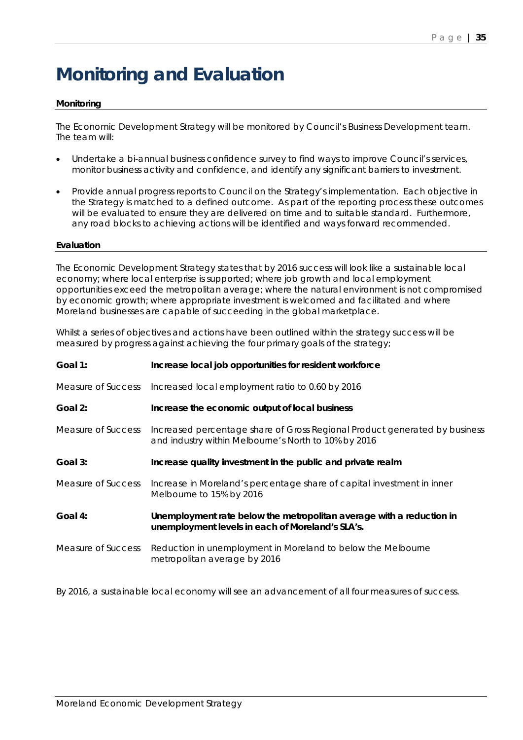# Monitoring and Evaluation

**Monitoring**

The Economic Development Strategy will be monitored by Council's Business Development team. The team will:

- Undertake a bi-annual business confidence survey to find ways to improve Council's services, monitor business activity and confidence, and identify any significant barriers to investment.
- Provide annual progress reports to Council on the Strategy's implementation. Each objective in the Strategy is matched to a defined outcome. As part of the reporting process these outcomes will be evaluated to ensure they are delivered on time and to suitable standard. Furthermore, any road blocks to achieving actions will be identified and ways forward recommended.

**Evaluation**

The Economic Development Strategy states that by 2016 success will look like a sustainable local economy; where local enterprise is supported; where job growth and local employment opportunities exceed the metropolitan average; where the natural environment is not compromised by economic growth; where appropriate investment is welcomed and facilitated and where Moreland businesses are capable of succeeding in the global marketplace.

Whilst a series of objectives and actions have been outlined within the strategy success will be measured by progress against achieving the four primary goals of the strategy;

| | |
|---|---|
| **Goal 1:** | **Increase local job opportunities for resident workforce** |
| Measure of Success | Increased local employment ratio to 0.60 by 2016 |
| **Goal 2:** | **Increase the economic output of local business** |
| Measure of Success | Increased percentage share of Gross Regional Product generated by business and industry within Melbourne's North to 10% by 2016 |
| **Goal 3:** | **Increase quality investment in the public and private realm** |
| Measure of Success | Increase in Moreland's percentage share of capital investment in inner Melbourne to 15% by 2016 |
| **Goal 4:** | **Unemployment rate below the metropolitan average with a reduction in unemployment levels in each of Moreland's SLA's.** |
| Measure of Success | Reduction in unemployment in Moreland to below the Melbourne metropolitan average by 2016 |

By 2016, a sustainable local economy will see an advancement of all four measures of success.